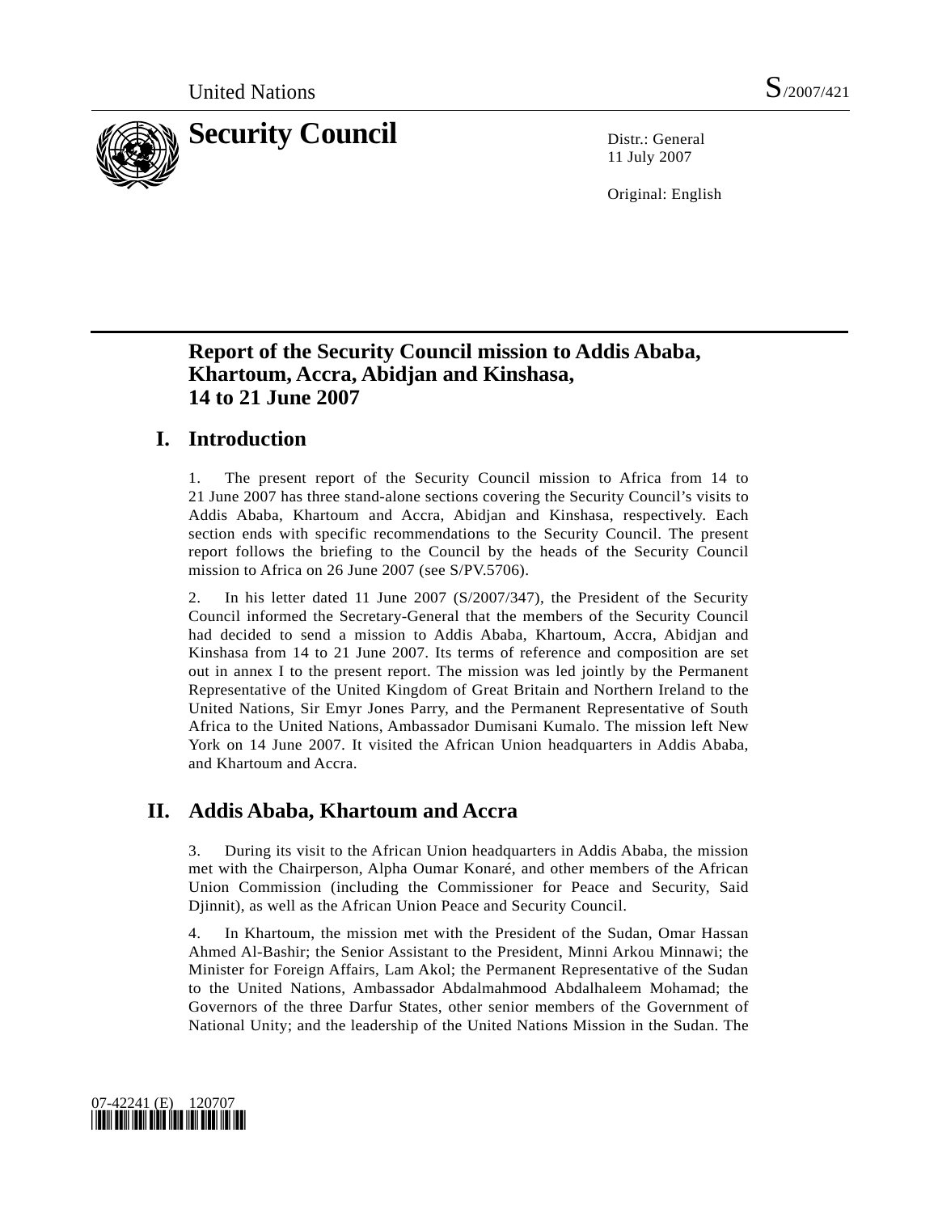United Nations S/2007/421

# Security Council

Distr.: General
11 July 2007

Original: English

## Report of the Security Council mission to Addis Ababa, Khartoum, Accra, Abidjan and Kinshasa, 14 to 21 June 2007

## I. Introduction

1. The present report of the Security Council mission to Africa from 14 to 21 June 2007 has three stand-alone sections covering the Security Council's visits to Addis Ababa, Khartoum and Accra, Abidjan and Kinshasa, respectively. Each section ends with specific recommendations to the Security Council. The present report follows the briefing to the Council by the heads of the Security Council mission to Africa on 26 June 2007 (see S/PV.5706).

2. In his letter dated 11 June 2007 (S/2007/347), the President of the Security Council informed the Secretary-General that the members of the Security Council had decided to send a mission to Addis Ababa, Khartoum, Accra, Abidjan and Kinshasa from 14 to 21 June 2007. Its terms of reference and composition are set out in annex I to the present report. The mission was led jointly by the Permanent Representative of the United Kingdom of Great Britain and Northern Ireland to the United Nations, Sir Emyr Jones Parry, and the Permanent Representative of South Africa to the United Nations, Ambassador Dumisani Kumalo. The mission left New York on 14 June 2007. It visited the African Union headquarters in Addis Ababa, and Khartoum and Accra.

## II. Addis Ababa, Khartoum and Accra

3. During its visit to the African Union headquarters in Addis Ababa, the mission met with the Chairperson, Alpha Oumar Konaré, and other members of the African Union Commission (including the Commissioner for Peace and Security, Said Djinnit), as well as the African Union Peace and Security Council.

4. In Khartoum, the mission met with the President of the Sudan, Omar Hassan Ahmed Al-Bashir; the Senior Assistant to the President, Minni Arkou Minnawi; the Minister for Foreign Affairs, Lam Akol; the Permanent Representative of the Sudan to the United Nations, Ambassador Abdalmahmood Abdalhaleem Mohamad; the Governors of the three Darfur States, other senior members of the Government of National Unity; and the leadership of the United Nations Mission in the Sudan. The

07-42241 (E) 120707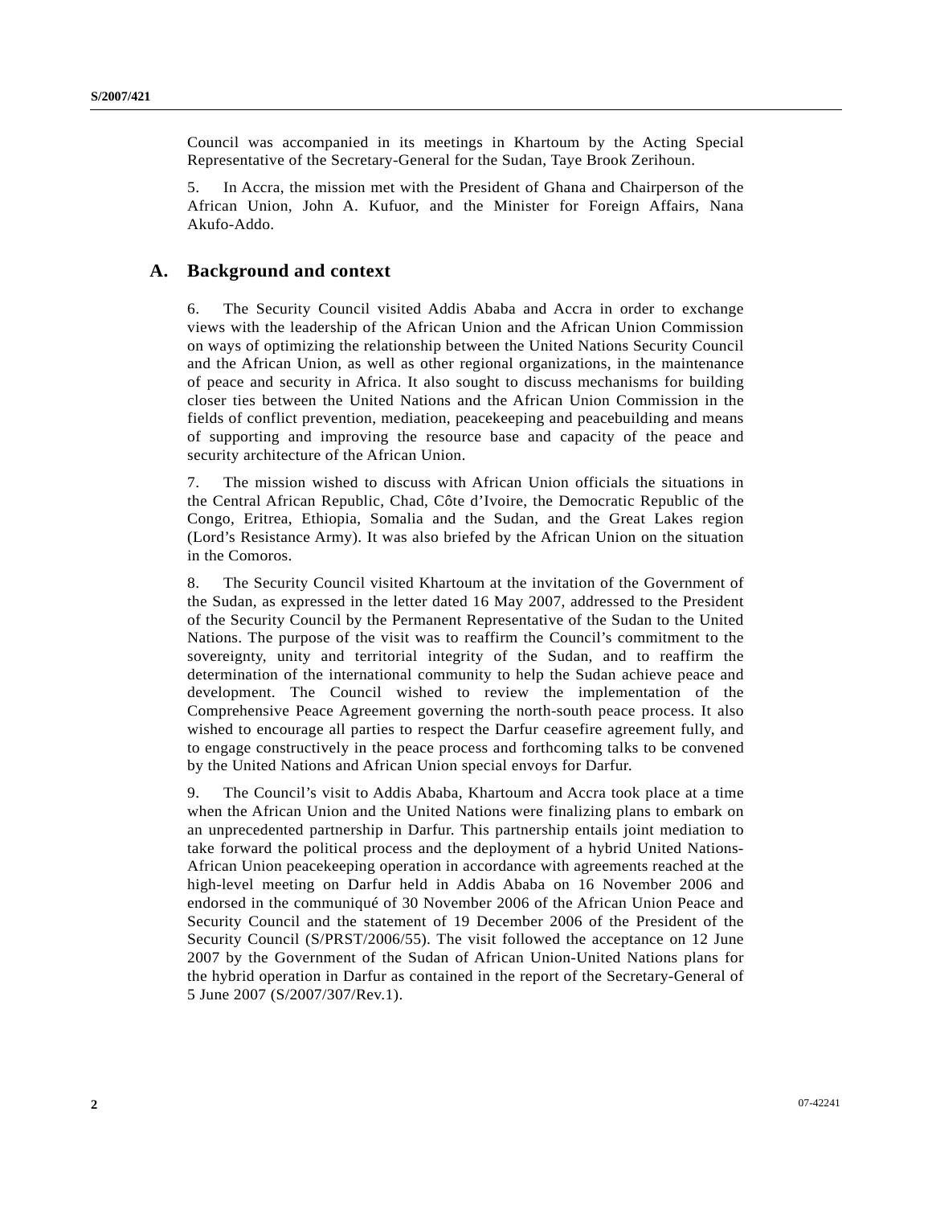Council was accompanied in its meetings in Khartoum by the Acting Special Representative of the Secretary-General for the Sudan, Taye Brook Zerihoun.

5. In Accra, the mission met with the President of Ghana and Chairperson of the African Union, John A. Kufuor, and the Minister for Foreign Affairs, Nana Akufo-Addo.

## A. Background and context

6. The Security Council visited Addis Ababa and Accra in order to exchange views with the leadership of the African Union and the African Union Commission on ways of optimizing the relationship between the United Nations Security Council and the African Union, as well as other regional organizations, in the maintenance of peace and security in Africa. It also sought to discuss mechanisms for building closer ties between the United Nations and the African Union Commission in the fields of conflict prevention, mediation, peacekeeping and peacebuilding and means of supporting and improving the resource base and capacity of the peace and security architecture of the African Union.

7. The mission wished to discuss with African Union officials the situations in the Central African Republic, Chad, Côte d'Ivoire, the Democratic Republic of the Congo, Eritrea, Ethiopia, Somalia and the Sudan, and the Great Lakes region (Lord's Resistance Army). It was also briefed by the African Union on the situation in the Comoros.

8. The Security Council visited Khartoum at the invitation of the Government of the Sudan, as expressed in the letter dated 16 May 2007, addressed to the President of the Security Council by the Permanent Representative of the Sudan to the United Nations. The purpose of the visit was to reaffirm the Council's commitment to the sovereignty, unity and territorial integrity of the Sudan, and to reaffirm the determination of the international community to help the Sudan achieve peace and development. The Council wished to review the implementation of the Comprehensive Peace Agreement governing the north-south peace process. It also wished to encourage all parties to respect the Darfur ceasefire agreement fully, and to engage constructively in the peace process and forthcoming talks to be convened by the United Nations and African Union special envoys for Darfur.

9. The Council's visit to Addis Ababa, Khartoum and Accra took place at a time when the African Union and the United Nations were finalizing plans to embark on an unprecedented partnership in Darfur. This partnership entails joint mediation to take forward the political process and the deployment of a hybrid United Nations-African Union peacekeeping operation in accordance with agreements reached at the high-level meeting on Darfur held in Addis Ababa on 16 November 2006 and endorsed in the communiqué of 30 November 2006 of the African Union Peace and Security Council and the statement of 19 December 2006 of the President of the Security Council (S/PRST/2006/55). The visit followed the acceptance on 12 June 2007 by the Government of the Sudan of African Union-United Nations plans for the hybrid operation in Darfur as contained in the report of the Secretary-General of 5 June 2007 (S/2007/307/Rev.1).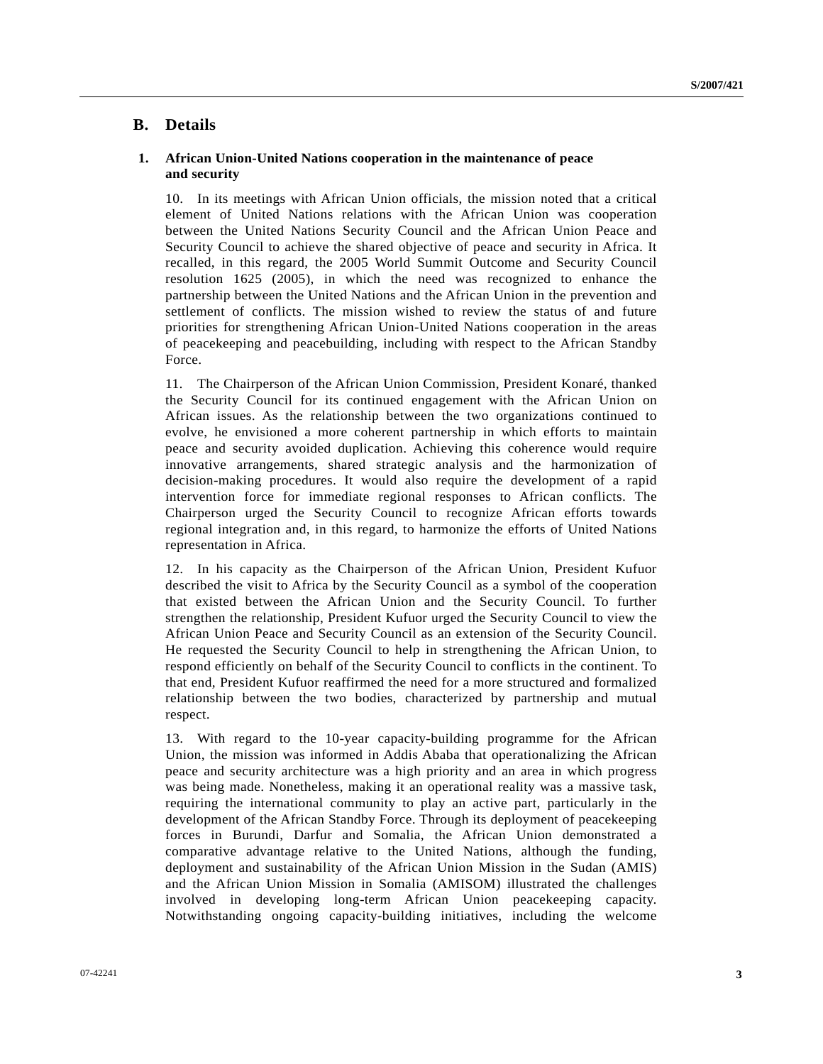## B. Details

### 1. African Union-United Nations cooperation in the maintenance of peace and security

10. In its meetings with African Union officials, the mission noted that a critical element of United Nations relations with the African Union was cooperation between the United Nations Security Council and the African Union Peace and Security Council to achieve the shared objective of peace and security in Africa. It recalled, in this regard, the 2005 World Summit Outcome and Security Council resolution 1625 (2005), in which the need was recognized to enhance the partnership between the United Nations and the African Union in the prevention and settlement of conflicts. The mission wished to review the status of and future priorities for strengthening African Union-United Nations cooperation in the areas of peacekeeping and peacebuilding, including with respect to the African Standby Force.

11. The Chairperson of the African Union Commission, President Konaré, thanked the Security Council for its continued engagement with the African Union on African issues. As the relationship between the two organizations continued to evolve, he envisioned a more coherent partnership in which efforts to maintain peace and security avoided duplication. Achieving this coherence would require innovative arrangements, shared strategic analysis and the harmonization of decision-making procedures. It would also require the development of a rapid intervention force for immediate regional responses to African conflicts. The Chairperson urged the Security Council to recognize African efforts towards regional integration and, in this regard, to harmonize the efforts of United Nations representation in Africa.

12. In his capacity as the Chairperson of the African Union, President Kufuor described the visit to Africa by the Security Council as a symbol of the cooperation that existed between the African Union and the Security Council. To further strengthen the relationship, President Kufuor urged the Security Council to view the African Union Peace and Security Council as an extension of the Security Council. He requested the Security Council to help in strengthening the African Union, to respond efficiently on behalf of the Security Council to conflicts in the continent. To that end, President Kufuor reaffirmed the need for a more structured and formalized relationship between the two bodies, characterized by partnership and mutual respect.

13. With regard to the 10-year capacity-building programme for the African Union, the mission was informed in Addis Ababa that operationalizing the African peace and security architecture was a high priority and an area in which progress was being made. Nonetheless, making it an operational reality was a massive task, requiring the international community to play an active part, particularly in the development of the African Standby Force. Through its deployment of peacekeeping forces in Burundi, Darfur and Somalia, the African Union demonstrated a comparative advantage relative to the United Nations, although the funding, deployment and sustainability of the African Union Mission in the Sudan (AMIS) and the African Union Mission in Somalia (AMISOM) illustrated the challenges involved in developing long-term African Union peacekeeping capacity. Notwithstanding ongoing capacity-building initiatives, including the welcome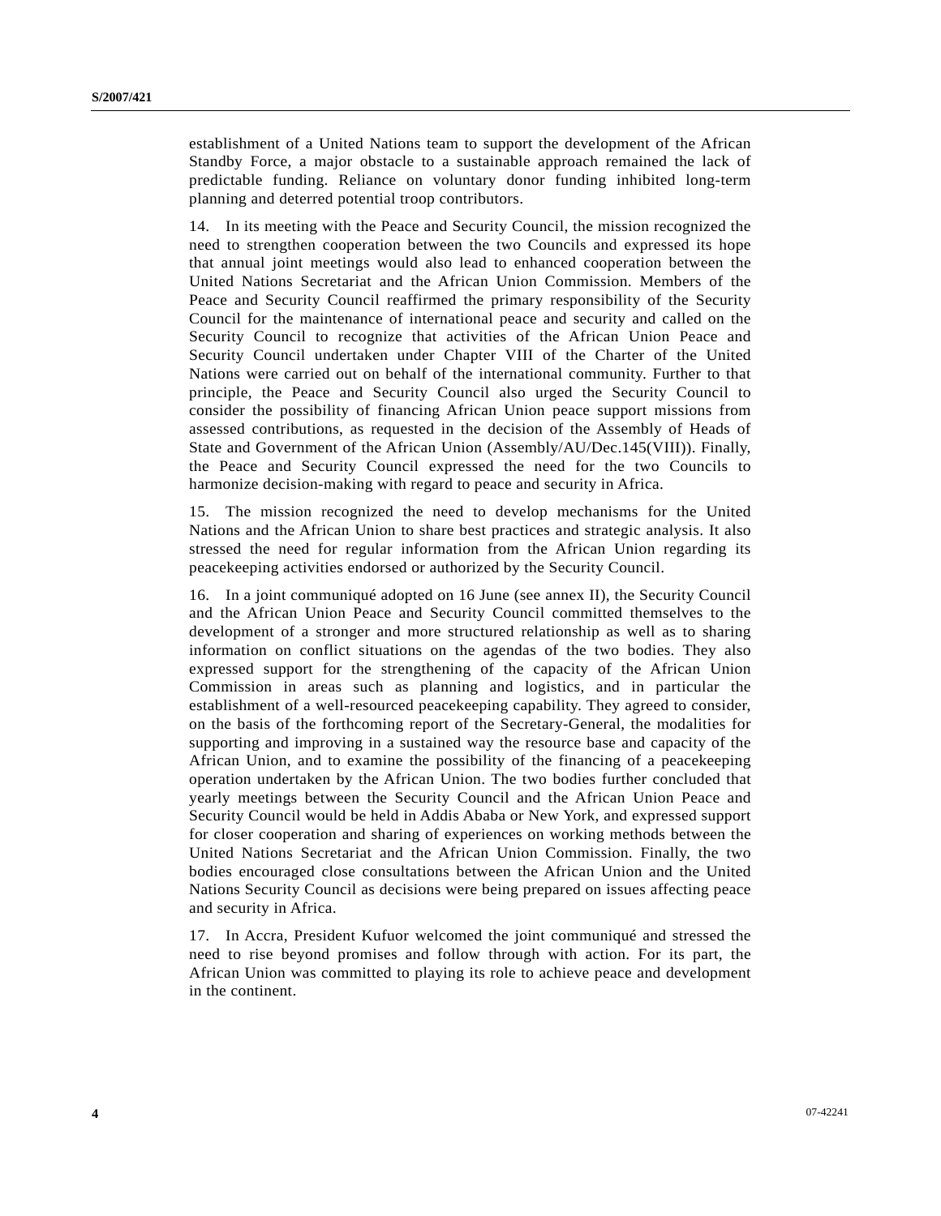establishment of a United Nations team to support the development of the African Standby Force, a major obstacle to a sustainable approach remained the lack of predictable funding. Reliance on voluntary donor funding inhibited long-term planning and deterred potential troop contributors.

14. In its meeting with the Peace and Security Council, the mission recognized the need to strengthen cooperation between the two Councils and expressed its hope that annual joint meetings would also lead to enhanced cooperation between the United Nations Secretariat and the African Union Commission. Members of the Peace and Security Council reaffirmed the primary responsibility of the Security Council for the maintenance of international peace and security and called on the Security Council to recognize that activities of the African Union Peace and Security Council undertaken under Chapter VIII of the Charter of the United Nations were carried out on behalf of the international community. Further to that principle, the Peace and Security Council also urged the Security Council to consider the possibility of financing African Union peace support missions from assessed contributions, as requested in the decision of the Assembly of Heads of State and Government of the African Union (Assembly/AU/Dec.145(VIII)). Finally, the Peace and Security Council expressed the need for the two Councils to harmonize decision-making with regard to peace and security in Africa.

15. The mission recognized the need to develop mechanisms for the United Nations and the African Union to share best practices and strategic analysis. It also stressed the need for regular information from the African Union regarding its peacekeeping activities endorsed or authorized by the Security Council.

16. In a joint communiqué adopted on 16 June (see annex II), the Security Council and the African Union Peace and Security Council committed themselves to the development of a stronger and more structured relationship as well as to sharing information on conflict situations on the agendas of the two bodies. They also expressed support for the strengthening of the capacity of the African Union Commission in areas such as planning and logistics, and in particular the establishment of a well-resourced peacekeeping capability. They agreed to consider, on the basis of the forthcoming report of the Secretary-General, the modalities for supporting and improving in a sustained way the resource base and capacity of the African Union, and to examine the possibility of the financing of a peacekeeping operation undertaken by the African Union. The two bodies further concluded that yearly meetings between the Security Council and the African Union Peace and Security Council would be held in Addis Ababa or New York, and expressed support for closer cooperation and sharing of experiences on working methods between the United Nations Secretariat and the African Union Commission. Finally, the two bodies encouraged close consultations between the African Union and the United Nations Security Council as decisions were being prepared on issues affecting peace and security in Africa.

17. In Accra, President Kufuor welcomed the joint communiqué and stressed the need to rise beyond promises and follow through with action. For its part, the African Union was committed to playing its role to achieve peace and development in the continent.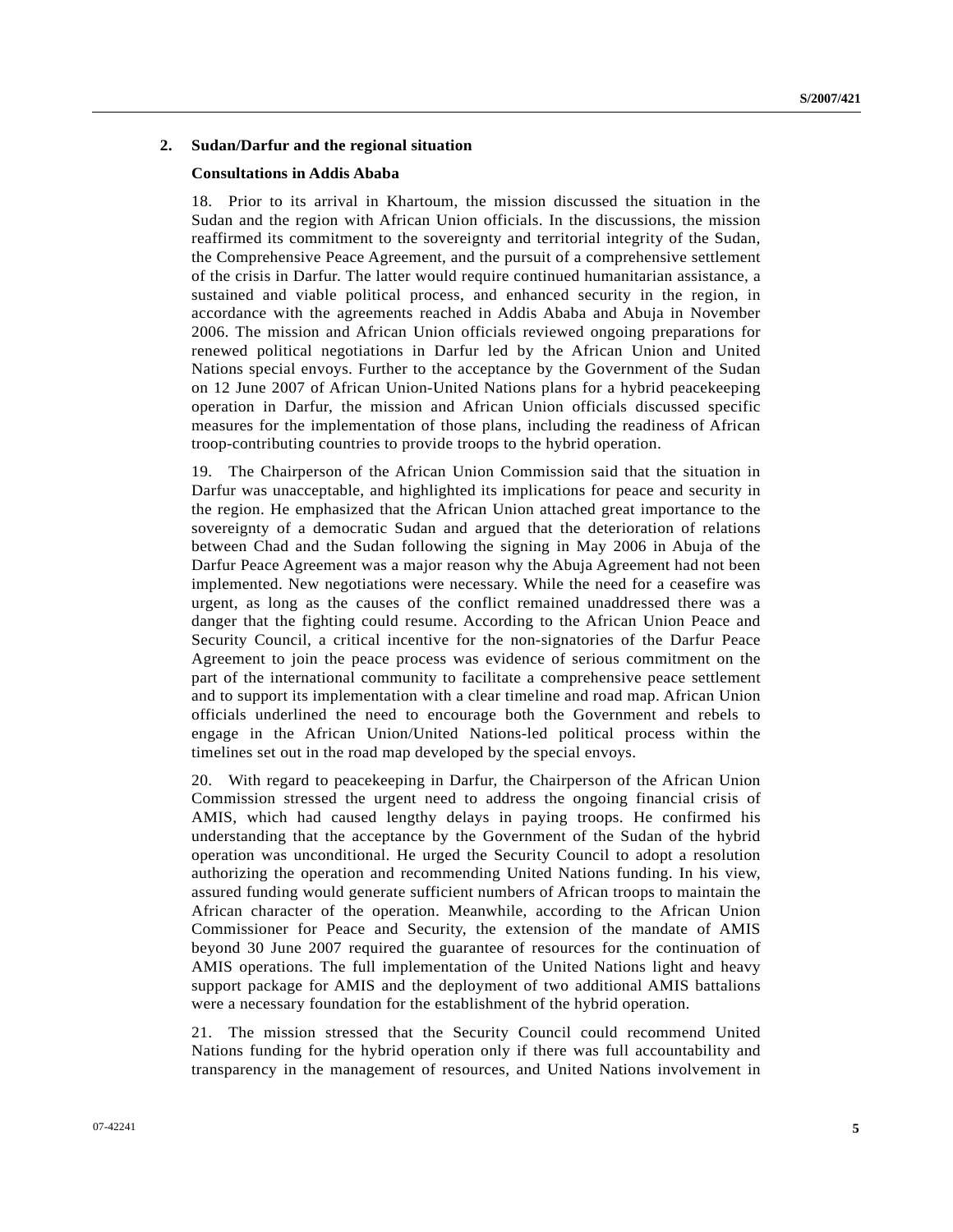## 2. Sudan/Darfur and the regional situation

### Consultations in Addis Ababa

18. Prior to its arrival in Khartoum, the mission discussed the situation in the Sudan and the region with African Union officials. In the discussions, the mission reaffirmed its commitment to the sovereignty and territorial integrity of the Sudan, the Comprehensive Peace Agreement, and the pursuit of a comprehensive settlement of the crisis in Darfur. The latter would require continued humanitarian assistance, a sustained and viable political process, and enhanced security in the region, in accordance with the agreements reached in Addis Ababa and Abuja in November 2006. The mission and African Union officials reviewed ongoing preparations for renewed political negotiations in Darfur led by the African Union and United Nations special envoys. Further to the acceptance by the Government of the Sudan on 12 June 2007 of African Union-United Nations plans for a hybrid peacekeeping operation in Darfur, the mission and African Union officials discussed specific measures for the implementation of those plans, including the readiness of African troop-contributing countries to provide troops to the hybrid operation.

19. The Chairperson of the African Union Commission said that the situation in Darfur was unacceptable, and highlighted its implications for peace and security in the region. He emphasized that the African Union attached great importance to the sovereignty of a democratic Sudan and argued that the deterioration of relations between Chad and the Sudan following the signing in May 2006 in Abuja of the Darfur Peace Agreement was a major reason why the Abuja Agreement had not been implemented. New negotiations were necessary. While the need for a ceasefire was urgent, as long as the causes of the conflict remained unaddressed there was a danger that the fighting could resume. According to the African Union Peace and Security Council, a critical incentive for the non-signatories of the Darfur Peace Agreement to join the peace process was evidence of serious commitment on the part of the international community to facilitate a comprehensive peace settlement and to support its implementation with a clear timeline and road map. African Union officials underlined the need to encourage both the Government and rebels to engage in the African Union/United Nations-led political process within the timelines set out in the road map developed by the special envoys.

20. With regard to peacekeeping in Darfur, the Chairperson of the African Union Commission stressed the urgent need to address the ongoing financial crisis of AMIS, which had caused lengthy delays in paying troops. He confirmed his understanding that the acceptance by the Government of the Sudan of the hybrid operation was unconditional. He urged the Security Council to adopt a resolution authorizing the operation and recommending United Nations funding. In his view, assured funding would generate sufficient numbers of African troops to maintain the African character of the operation. Meanwhile, according to the African Union Commissioner for Peace and Security, the extension of the mandate of AMIS beyond 30 June 2007 required the guarantee of resources for the continuation of AMIS operations. The full implementation of the United Nations light and heavy support package for AMIS and the deployment of two additional AMIS battalions were a necessary foundation for the establishment of the hybrid operation.

21. The mission stressed that the Security Council could recommend United Nations funding for the hybrid operation only if there was full accountability and transparency in the management of resources, and United Nations involvement in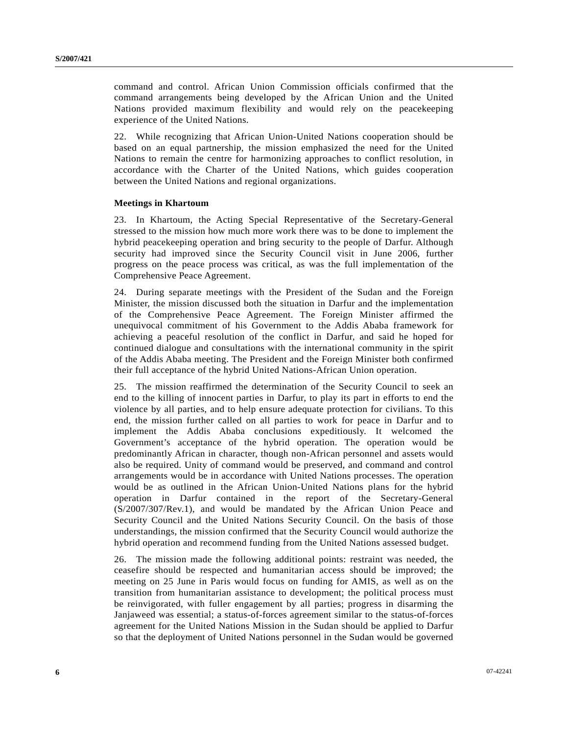command and control. African Union Commission officials confirmed that the command arrangements being developed by the African Union and the United Nations provided maximum flexibility and would rely on the peacekeeping experience of the United Nations.

22. While recognizing that African Union-United Nations cooperation should be based on an equal partnership, the mission emphasized the need for the United Nations to remain the centre for harmonizing approaches to conflict resolution, in accordance with the Charter of the United Nations, which guides cooperation between the United Nations and regional organizations.

### Meetings in Khartoum

23. In Khartoum, the Acting Special Representative of the Secretary-General stressed to the mission how much more work there was to be done to implement the hybrid peacekeeping operation and bring security to the people of Darfur. Although security had improved since the Security Council visit in June 2006, further progress on the peace process was critical, as was the full implementation of the Comprehensive Peace Agreement.

24. During separate meetings with the President of the Sudan and the Foreign Minister, the mission discussed both the situation in Darfur and the implementation of the Comprehensive Peace Agreement. The Foreign Minister affirmed the unequivocal commitment of his Government to the Addis Ababa framework for achieving a peaceful resolution of the conflict in Darfur, and said he hoped for continued dialogue and consultations with the international community in the spirit of the Addis Ababa meeting. The President and the Foreign Minister both confirmed their full acceptance of the hybrid United Nations-African Union operation.

25. The mission reaffirmed the determination of the Security Council to seek an end to the killing of innocent parties in Darfur, to play its part in efforts to end the violence by all parties, and to help ensure adequate protection for civilians. To this end, the mission further called on all parties to work for peace in Darfur and to implement the Addis Ababa conclusions expeditiously. It welcomed the Government's acceptance of the hybrid operation. The operation would be predominantly African in character, though non-African personnel and assets would also be required. Unity of command would be preserved, and command and control arrangements would be in accordance with United Nations processes. The operation would be as outlined in the African Union-United Nations plans for the hybrid operation in Darfur contained in the report of the Secretary-General (S/2007/307/Rev.1), and would be mandated by the African Union Peace and Security Council and the United Nations Security Council. On the basis of those understandings, the mission confirmed that the Security Council would authorize the hybrid operation and recommend funding from the United Nations assessed budget.

26. The mission made the following additional points: restraint was needed, the ceasefire should be respected and humanitarian access should be improved; the meeting on 25 June in Paris would focus on funding for AMIS, as well as on the transition from humanitarian assistance to development; the political process must be reinvigorated, with fuller engagement by all parties; progress in disarming the Janjaweed was essential; a status-of-forces agreement similar to the status-of-forces agreement for the United Nations Mission in the Sudan should be applied to Darfur so that the deployment of United Nations personnel in the Sudan would be governed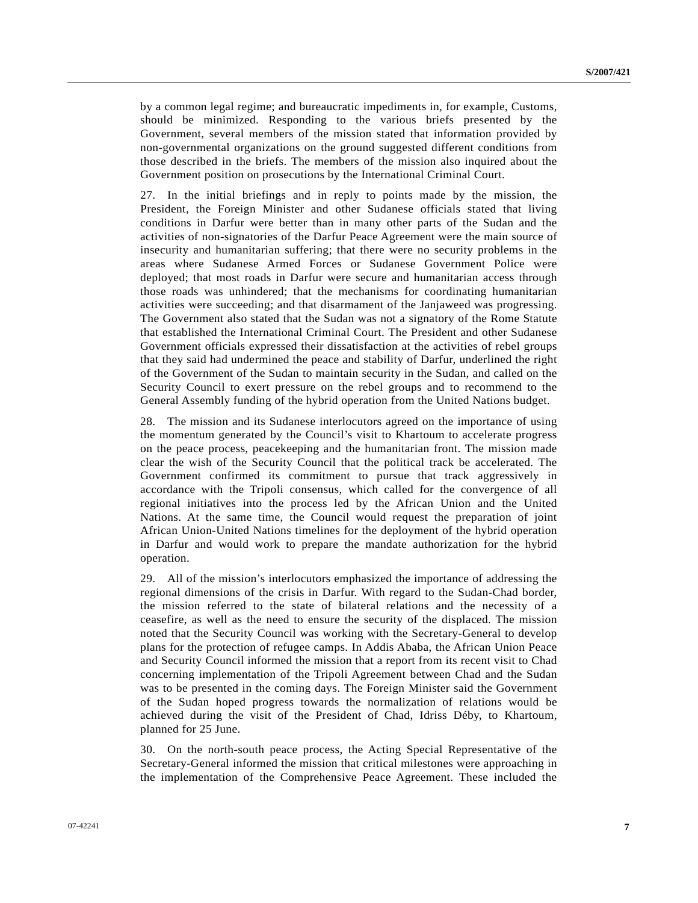by a common legal regime; and bureaucratic impediments in, for example, Customs, should be minimized. Responding to the various briefs presented by the Government, several members of the mission stated that information provided by non-governmental organizations on the ground suggested different conditions from those described in the briefs. The members of the mission also inquired about the Government position on prosecutions by the International Criminal Court.

27. In the initial briefings and in reply to points made by the mission, the President, the Foreign Minister and other Sudanese officials stated that living conditions in Darfur were better than in many other parts of the Sudan and the activities of non-signatories of the Darfur Peace Agreement were the main source of insecurity and humanitarian suffering; that there were no security problems in the areas where Sudanese Armed Forces or Sudanese Government Police were deployed; that most roads in Darfur were secure and humanitarian access through those roads was unhindered; that the mechanisms for coordinating humanitarian activities were succeeding; and that disarmament of the Janjaweed was progressing. The Government also stated that the Sudan was not a signatory of the Rome Statute that established the International Criminal Court. The President and other Sudanese Government officials expressed their dissatisfaction at the activities of rebel groups that they said had undermined the peace and stability of Darfur, underlined the right of the Government of the Sudan to maintain security in the Sudan, and called on the Security Council to exert pressure on the rebel groups and to recommend to the General Assembly funding of the hybrid operation from the United Nations budget.

28. The mission and its Sudanese interlocutors agreed on the importance of using the momentum generated by the Council's visit to Khartoum to accelerate progress on the peace process, peacekeeping and the humanitarian front. The mission made clear the wish of the Security Council that the political track be accelerated. The Government confirmed its commitment to pursue that track aggressively in accordance with the Tripoli consensus, which called for the convergence of all regional initiatives into the process led by the African Union and the United Nations. At the same time, the Council would request the preparation of joint African Union-United Nations timelines for the deployment of the hybrid operation in Darfur and would work to prepare the mandate authorization for the hybrid operation.

29. All of the mission's interlocutors emphasized the importance of addressing the regional dimensions of the crisis in Darfur. With regard to the Sudan-Chad border, the mission referred to the state of bilateral relations and the necessity of a ceasefire, as well as the need to ensure the security of the displaced. The mission noted that the Security Council was working with the Secretary-General to develop plans for the protection of refugee camps. In Addis Ababa, the African Union Peace and Security Council informed the mission that a report from its recent visit to Chad concerning implementation of the Tripoli Agreement between Chad and the Sudan was to be presented in the coming days. The Foreign Minister said the Government of the Sudan hoped progress towards the normalization of relations would be achieved during the visit of the President of Chad, Idriss Déby, to Khartoum, planned for 25 June.

30. On the north-south peace process, the Acting Special Representative of the Secretary-General informed the mission that critical milestones were approaching in the implementation of the Comprehensive Peace Agreement. These included the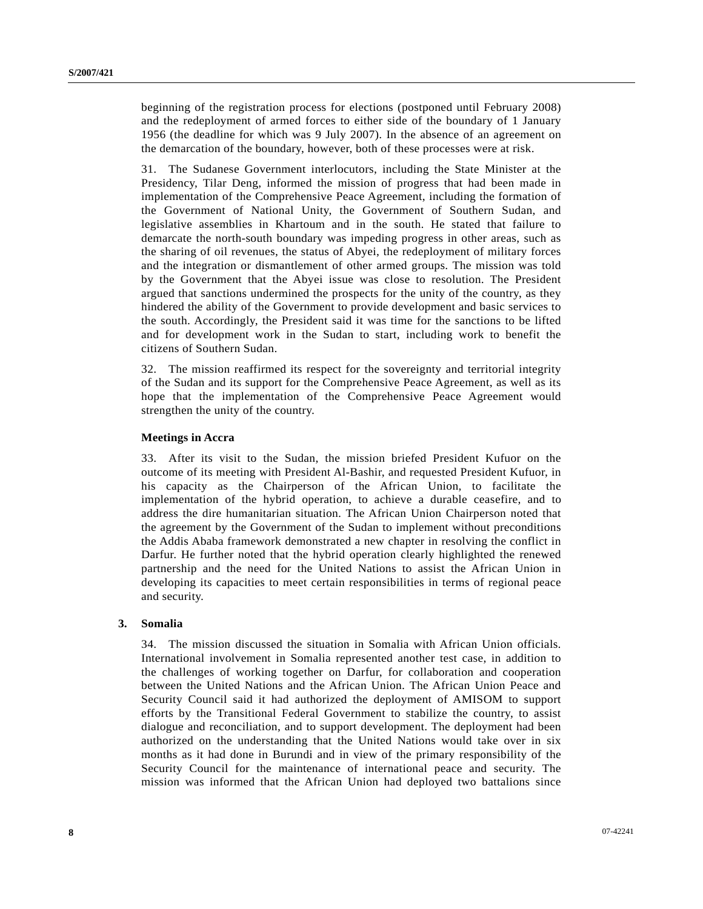beginning of the registration process for elections (postponed until February 2008) and the redeployment of armed forces to either side of the boundary of 1 January 1956 (the deadline for which was 9 July 2007). In the absence of an agreement on the demarcation of the boundary, however, both of these processes were at risk.

31. The Sudanese Government interlocutors, including the State Minister at the Presidency, Tilar Deng, informed the mission of progress that had been made in implementation of the Comprehensive Peace Agreement, including the formation of the Government of National Unity, the Government of Southern Sudan, and legislative assemblies in Khartoum and in the south. He stated that failure to demarcate the north-south boundary was impeding progress in other areas, such as the sharing of oil revenues, the status of Abyei, the redeployment of military forces and the integration or dismantlement of other armed groups. The mission was told by the Government that the Abyei issue was close to resolution. The President argued that sanctions undermined the prospects for the unity of the country, as they hindered the ability of the Government to provide development and basic services to the south. Accordingly, the President said it was time for the sanctions to be lifted and for development work in the Sudan to start, including work to benefit the citizens of Southern Sudan.

32. The mission reaffirmed its respect for the sovereignty and territorial integrity of the Sudan and its support for the Comprehensive Peace Agreement, as well as its hope that the implementation of the Comprehensive Peace Agreement would strengthen the unity of the country.

**Meetings in Accra**

33. After its visit to the Sudan, the mission briefed President Kufuor on the outcome of its meeting with President Al-Bashir, and requested President Kufuor, in his capacity as the Chairperson of the African Union, to facilitate the implementation of the hybrid operation, to achieve a durable ceasefire, and to address the dire humanitarian situation. The African Union Chairperson noted that the agreement by the Government of the Sudan to implement without preconditions the Addis Ababa framework demonstrated a new chapter in resolving the conflict in Darfur. He further noted that the hybrid operation clearly highlighted the renewed partnership and the need for the United Nations to assist the African Union in developing its capacities to meet certain responsibilities in terms of regional peace and security.

### 3. Somalia

34. The mission discussed the situation in Somalia with African Union officials. International involvement in Somalia represented another test case, in addition to the challenges of working together on Darfur, for collaboration and cooperation between the United Nations and the African Union. The African Union Peace and Security Council said it had authorized the deployment of AMISOM to support efforts by the Transitional Federal Government to stabilize the country, to assist dialogue and reconciliation, and to support development. The deployment had been authorized on the understanding that the United Nations would take over in six months as it had done in Burundi and in view of the primary responsibility of the Security Council for the maintenance of international peace and security. The mission was informed that the African Union had deployed two battalions since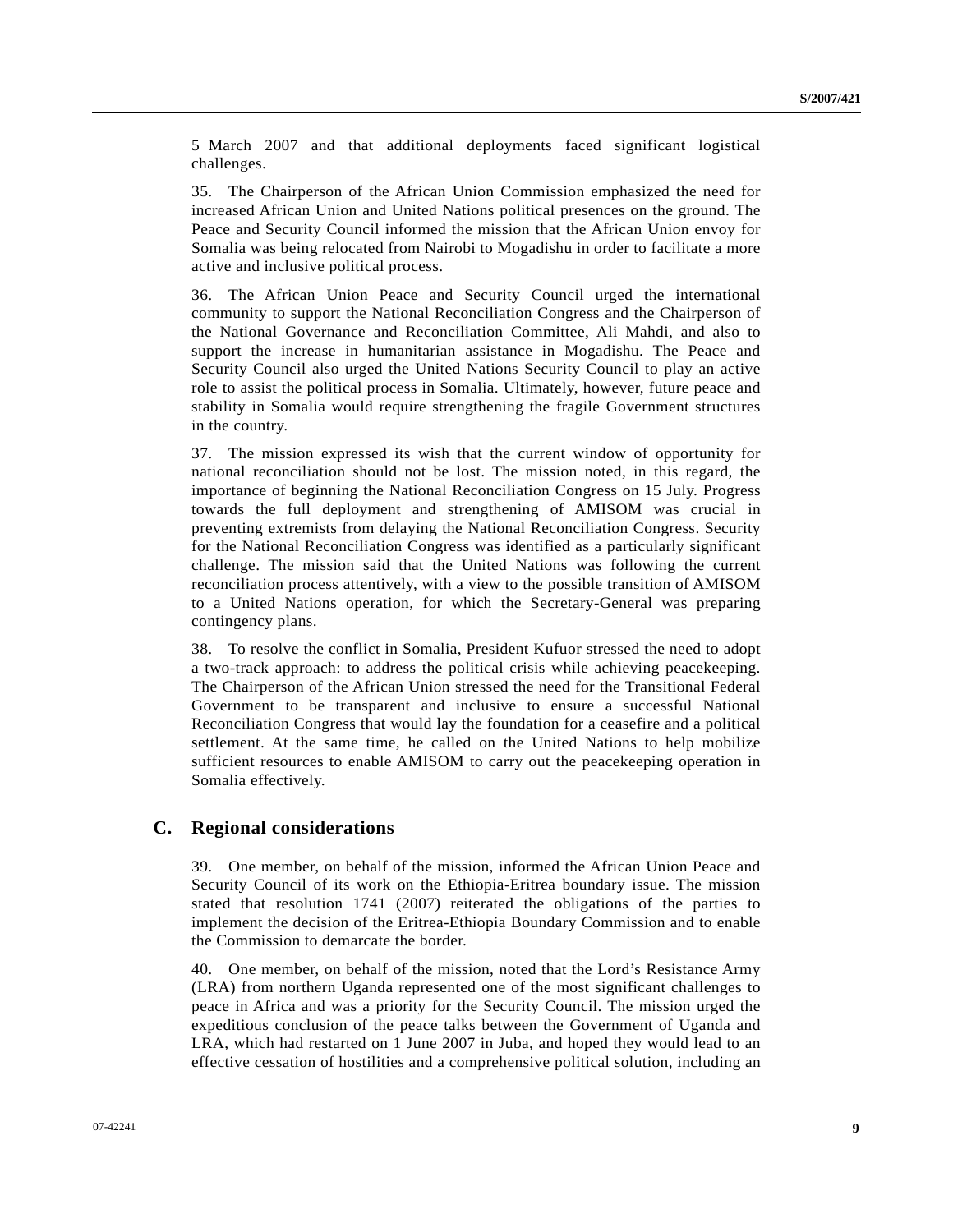5 March 2007 and that additional deployments faced significant logistical challenges.

35. The Chairperson of the African Union Commission emphasized the need for increased African Union and United Nations political presences on the ground. The Peace and Security Council informed the mission that the African Union envoy for Somalia was being relocated from Nairobi to Mogadishu in order to facilitate a more active and inclusive political process.

36. The African Union Peace and Security Council urged the international community to support the National Reconciliation Congress and the Chairperson of the National Governance and Reconciliation Committee, Ali Mahdi, and also to support the increase in humanitarian assistance in Mogadishu. The Peace and Security Council also urged the United Nations Security Council to play an active role to assist the political process in Somalia. Ultimately, however, future peace and stability in Somalia would require strengthening the fragile Government structures in the country.

37. The mission expressed its wish that the current window of opportunity for national reconciliation should not be lost. The mission noted, in this regard, the importance of beginning the National Reconciliation Congress on 15 July. Progress towards the full deployment and strengthening of AMISOM was crucial in preventing extremists from delaying the National Reconciliation Congress. Security for the National Reconciliation Congress was identified as a particularly significant challenge. The mission said that the United Nations was following the current reconciliation process attentively, with a view to the possible transition of AMISOM to a United Nations operation, for which the Secretary-General was preparing contingency plans.

38. To resolve the conflict in Somalia, President Kufuor stressed the need to adopt a two-track approach: to address the political crisis while achieving peacekeeping. The Chairperson of the African Union stressed the need for the Transitional Federal Government to be transparent and inclusive to ensure a successful National Reconciliation Congress that would lay the foundation for a ceasefire and a political settlement. At the same time, he called on the United Nations to help mobilize sufficient resources to enable AMISOM to carry out the peacekeeping operation in Somalia effectively.

## C. Regional considerations

39. One member, on behalf of the mission, informed the African Union Peace and Security Council of its work on the Ethiopia-Eritrea boundary issue. The mission stated that resolution 1741 (2007) reiterated the obligations of the parties to implement the decision of the Eritrea-Ethiopia Boundary Commission and to enable the Commission to demarcate the border.

40. One member, on behalf of the mission, noted that the Lord's Resistance Army (LRA) from northern Uganda represented one of the most significant challenges to peace in Africa and was a priority for the Security Council. The mission urged the expeditious conclusion of the peace talks between the Government of Uganda and LRA, which had restarted on 1 June 2007 in Juba, and hoped they would lead to an effective cessation of hostilities and a comprehensive political solution, including an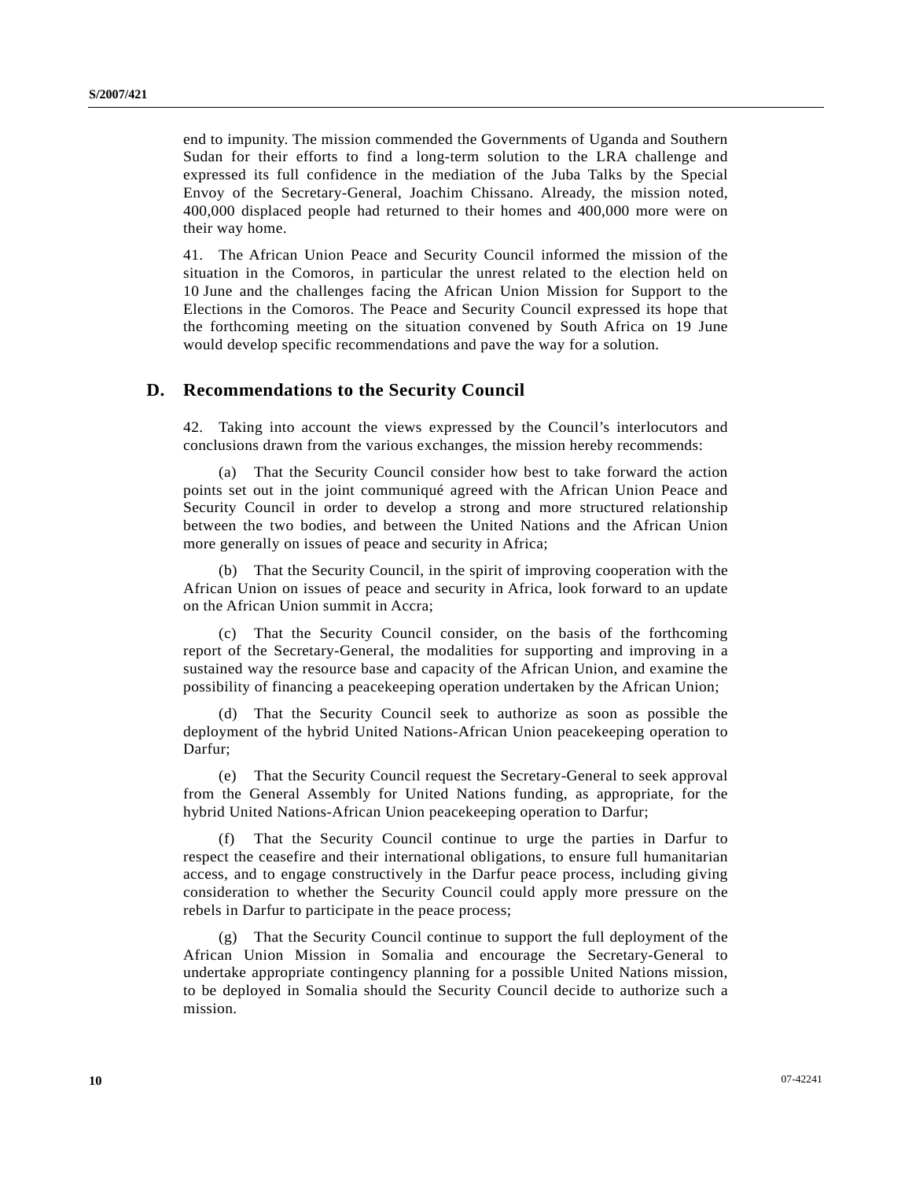end to impunity. The mission commended the Governments of Uganda and Southern Sudan for their efforts to find a long-term solution to the LRA challenge and expressed its full confidence in the mediation of the Juba Talks by the Special Envoy of the Secretary-General, Joachim Chissano. Already, the mission noted, 400,000 displaced people had returned to their homes and 400,000 more were on their way home.

41. The African Union Peace and Security Council informed the mission of the situation in the Comoros, in particular the unrest related to the election held on 10 June and the challenges facing the African Union Mission for Support to the Elections in the Comoros. The Peace and Security Council expressed its hope that the forthcoming meeting on the situation convened by South Africa on 19 June would develop specific recommendations and pave the way for a solution.

## D. Recommendations to the Security Council

42. Taking into account the views expressed by the Council's interlocutors and conclusions drawn from the various exchanges, the mission hereby recommends:

(a) That the Security Council consider how best to take forward the action points set out in the joint communiqué agreed with the African Union Peace and Security Council in order to develop a strong and more structured relationship between the two bodies, and between the United Nations and the African Union more generally on issues of peace and security in Africa;

(b) That the Security Council, in the spirit of improving cooperation with the African Union on issues of peace and security in Africa, look forward to an update on the African Union summit in Accra;

(c) That the Security Council consider, on the basis of the forthcoming report of the Secretary-General, the modalities for supporting and improving in a sustained way the resource base and capacity of the African Union, and examine the possibility of financing a peacekeeping operation undertaken by the African Union;

(d) That the Security Council seek to authorize as soon as possible the deployment of the hybrid United Nations-African Union peacekeeping operation to Darfur;

(e) That the Security Council request the Secretary-General to seek approval from the General Assembly for United Nations funding, as appropriate, for the hybrid United Nations-African Union peacekeeping operation to Darfur;

(f) That the Security Council continue to urge the parties in Darfur to respect the ceasefire and their international obligations, to ensure full humanitarian access, and to engage constructively in the Darfur peace process, including giving consideration to whether the Security Council could apply more pressure on the rebels in Darfur to participate in the peace process;

(g) That the Security Council continue to support the full deployment of the African Union Mission in Somalia and encourage the Secretary-General to undertake appropriate contingency planning for a possible United Nations mission, to be deployed in Somalia should the Security Council decide to authorize such a mission.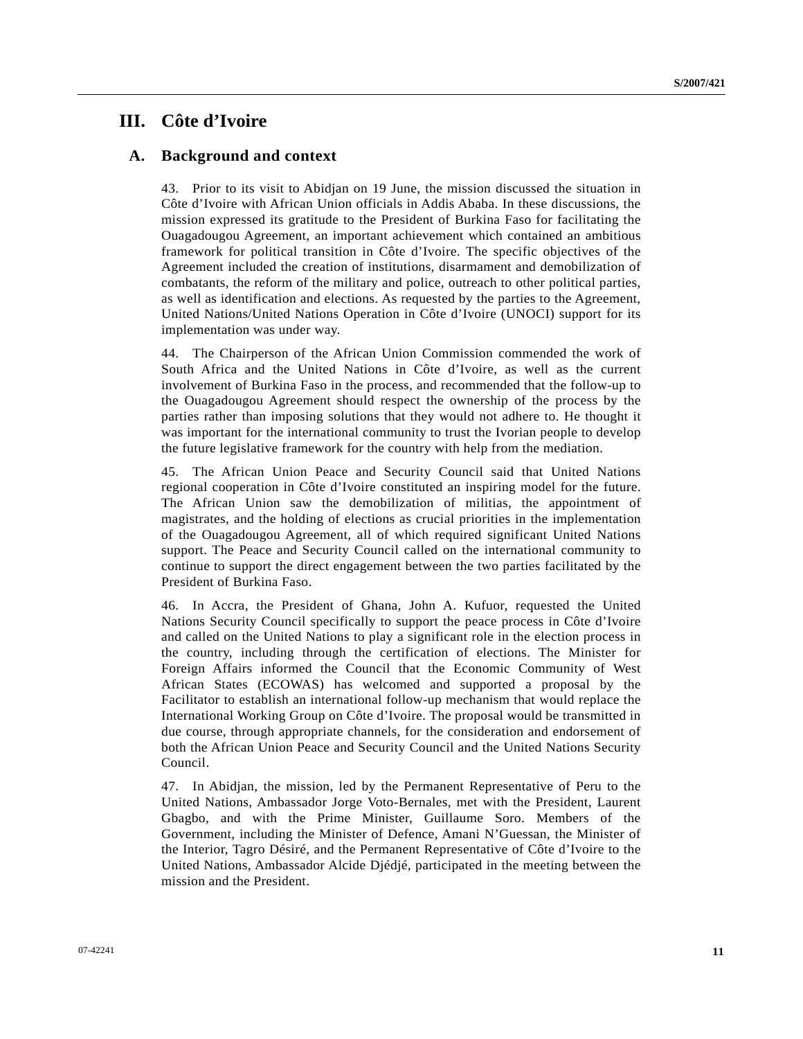# III. Côte d'Ivoire

## A. Background and context

43. Prior to its visit to Abidjan on 19 June, the mission discussed the situation in Côte d'Ivoire with African Union officials in Addis Ababa. In these discussions, the mission expressed its gratitude to the President of Burkina Faso for facilitating the Ouagadougou Agreement, an important achievement which contained an ambitious framework for political transition in Côte d'Ivoire. The specific objectives of the Agreement included the creation of institutions, disarmament and demobilization of combatants, the reform of the military and police, outreach to other political parties, as well as identification and elections. As requested by the parties to the Agreement, United Nations/United Nations Operation in Côte d'Ivoire (UNOCI) support for its implementation was under way.

44. The Chairperson of the African Union Commission commended the work of South Africa and the United Nations in Côte d'Ivoire, as well as the current involvement of Burkina Faso in the process, and recommended that the follow-up to the Ouagadougou Agreement should respect the ownership of the process by the parties rather than imposing solutions that they would not adhere to. He thought it was important for the international community to trust the Ivorian people to develop the future legislative framework for the country with help from the mediation.

45. The African Union Peace and Security Council said that United Nations regional cooperation in Côte d'Ivoire constituted an inspiring model for the future. The African Union saw the demobilization of militias, the appointment of magistrates, and the holding of elections as crucial priorities in the implementation of the Ouagadougou Agreement, all of which required significant United Nations support. The Peace and Security Council called on the international community to continue to support the direct engagement between the two parties facilitated by the President of Burkina Faso.

46. In Accra, the President of Ghana, John A. Kufuor, requested the United Nations Security Council specifically to support the peace process in Côte d'Ivoire and called on the United Nations to play a significant role in the election process in the country, including through the certification of elections. The Minister for Foreign Affairs informed the Council that the Economic Community of West African States (ECOWAS) has welcomed and supported a proposal by the Facilitator to establish an international follow-up mechanism that would replace the International Working Group on Côte d'Ivoire. The proposal would be transmitted in due course, through appropriate channels, for the consideration and endorsement of both the African Union Peace and Security Council and the United Nations Security Council.

47. In Abidjan, the mission, led by the Permanent Representative of Peru to the United Nations, Ambassador Jorge Voto-Bernales, met with the President, Laurent Gbagbo, and with the Prime Minister, Guillaume Soro. Members of the Government, including the Minister of Defence, Amani N'Guessan, the Minister of the Interior, Tagro Désiré, and the Permanent Representative of Côte d'Ivoire to the United Nations, Ambassador Alcide Djédjé, participated in the meeting between the mission and the President.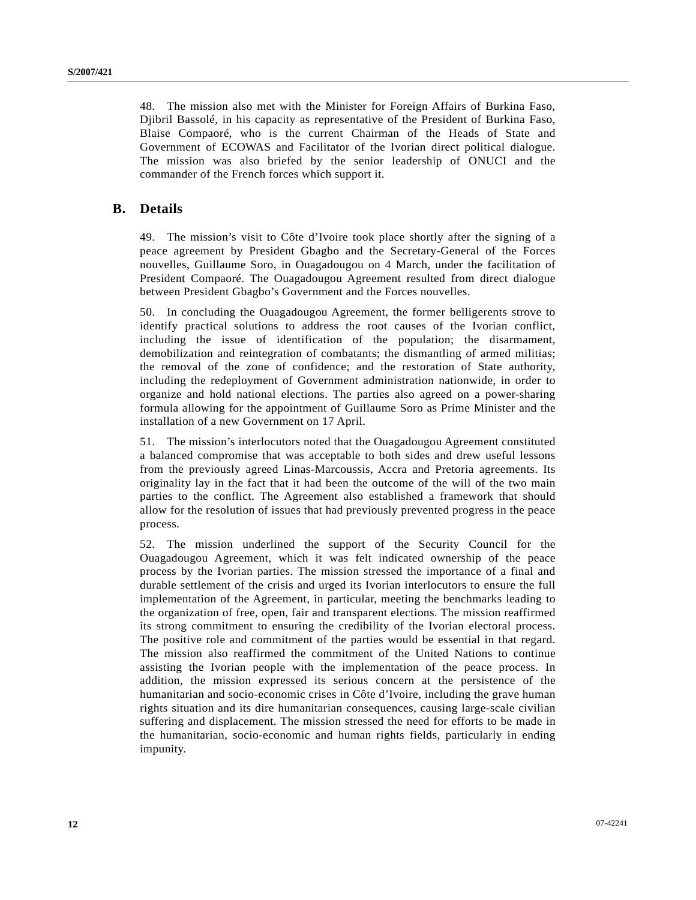48. The mission also met with the Minister for Foreign Affairs of Burkina Faso, Djibril Bassolé, in his capacity as representative of the President of Burkina Faso, Blaise Compaoré, who is the current Chairman of the Heads of State and Government of ECOWAS and Facilitator of the Ivorian direct political dialogue. The mission was also briefed by the senior leadership of ONUCI and the commander of the French forces which support it.

## B. Details

49. The mission's visit to Côte d'Ivoire took place shortly after the signing of a peace agreement by President Gbagbo and the Secretary-General of the Forces nouvelles, Guillaume Soro, in Ouagadougou on 4 March, under the facilitation of President Compaoré. The Ouagadougou Agreement resulted from direct dialogue between President Gbagbo's Government and the Forces nouvelles.

50. In concluding the Ouagadougou Agreement, the former belligerents strove to identify practical solutions to address the root causes of the Ivorian conflict, including the issue of identification of the population; the disarmament, demobilization and reintegration of combatants; the dismantling of armed militias; the removal of the zone of confidence; and the restoration of State authority, including the redeployment of Government administration nationwide, in order to organize and hold national elections. The parties also agreed on a power-sharing formula allowing for the appointment of Guillaume Soro as Prime Minister and the installation of a new Government on 17 April.

51. The mission's interlocutors noted that the Ouagadougou Agreement constituted a balanced compromise that was acceptable to both sides and drew useful lessons from the previously agreed Linas-Marcoussis, Accra and Pretoria agreements. Its originality lay in the fact that it had been the outcome of the will of the two main parties to the conflict. The Agreement also established a framework that should allow for the resolution of issues that had previously prevented progress in the peace process.

52. The mission underlined the support of the Security Council for the Ouagadougou Agreement, which it was felt indicated ownership of the peace process by the Ivorian parties. The mission stressed the importance of a final and durable settlement of the crisis and urged its Ivorian interlocutors to ensure the full implementation of the Agreement, in particular, meeting the benchmarks leading to the organization of free, open, fair and transparent elections. The mission reaffirmed its strong commitment to ensuring the credibility of the Ivorian electoral process. The positive role and commitment of the parties would be essential in that regard. The mission also reaffirmed the commitment of the United Nations to continue assisting the Ivorian people with the implementation of the peace process. In addition, the mission expressed its serious concern at the persistence of the humanitarian and socio-economic crises in Côte d'Ivoire, including the grave human rights situation and its dire humanitarian consequences, causing large-scale civilian suffering and displacement. The mission stressed the need for efforts to be made in the humanitarian, socio-economic and human rights fields, particularly in ending impunity.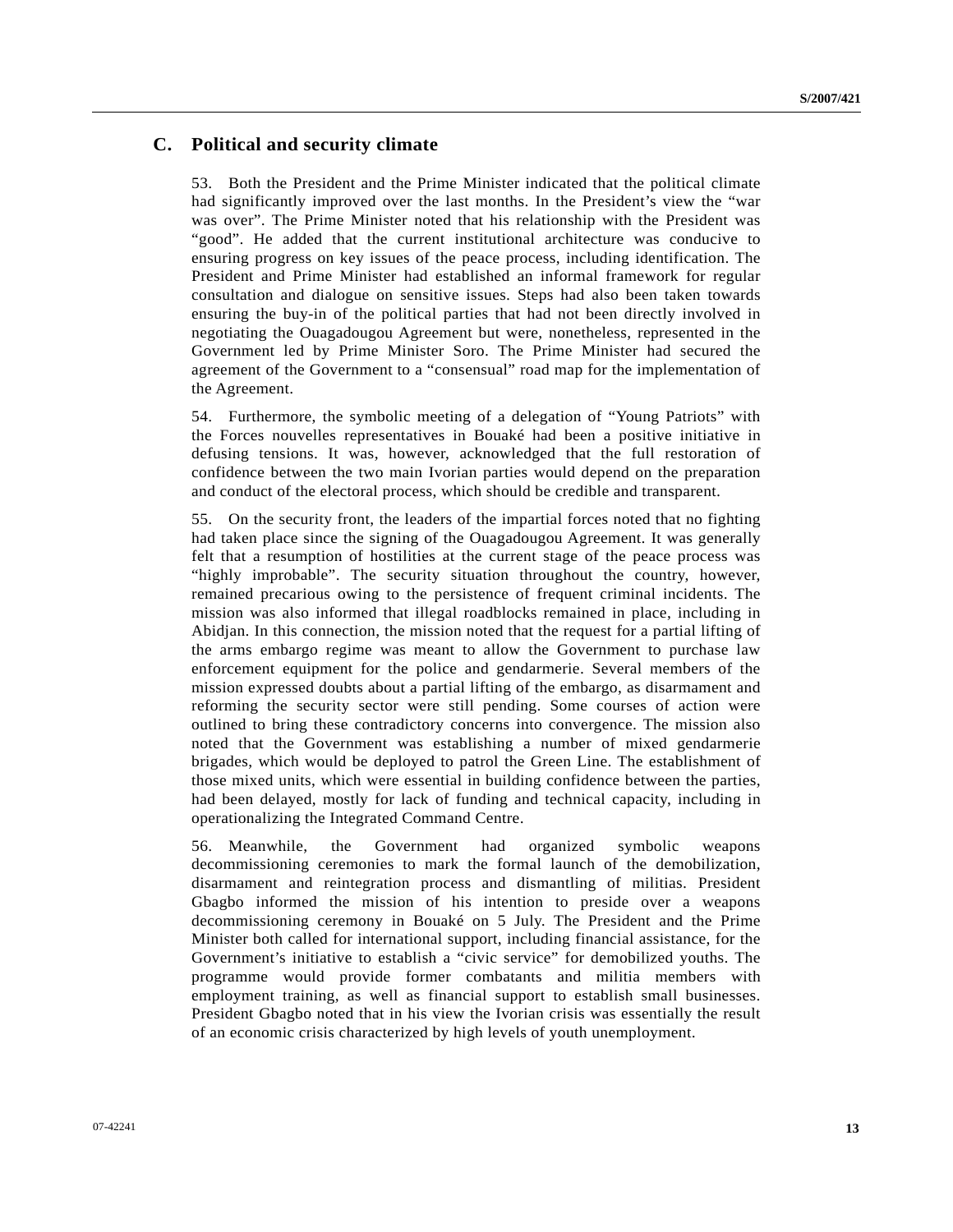## C. Political and security climate

53. Both the President and the Prime Minister indicated that the political climate had significantly improved over the last months. In the President's view the "war was over". The Prime Minister noted that his relationship with the President was "good". He added that the current institutional architecture was conducive to ensuring progress on key issues of the peace process, including identification. The President and Prime Minister had established an informal framework for regular consultation and dialogue on sensitive issues. Steps had also been taken towards ensuring the buy-in of the political parties that had not been directly involved in negotiating the Ouagadougou Agreement but were, nonetheless, represented in the Government led by Prime Minister Soro. The Prime Minister had secured the agreement of the Government to a "consensual" road map for the implementation of the Agreement.

54. Furthermore, the symbolic meeting of a delegation of "Young Patriots" with the Forces nouvelles representatives in Bouaké had been a positive initiative in defusing tensions. It was, however, acknowledged that the full restoration of confidence between the two main Ivorian parties would depend on the preparation and conduct of the electoral process, which should be credible and transparent.

55. On the security front, the leaders of the impartial forces noted that no fighting had taken place since the signing of the Ouagadougou Agreement. It was generally felt that a resumption of hostilities at the current stage of the peace process was "highly improbable". The security situation throughout the country, however, remained precarious owing to the persistence of frequent criminal incidents. The mission was also informed that illegal roadblocks remained in place, including in Abidjan. In this connection, the mission noted that the request for a partial lifting of the arms embargo regime was meant to allow the Government to purchase law enforcement equipment for the police and gendarmerie. Several members of the mission expressed doubts about a partial lifting of the embargo, as disarmament and reforming the security sector were still pending. Some courses of action were outlined to bring these contradictory concerns into convergence. The mission also noted that the Government was establishing a number of mixed gendarmerie brigades, which would be deployed to patrol the Green Line. The establishment of those mixed units, which were essential in building confidence between the parties, had been delayed, mostly for lack of funding and technical capacity, including in operationalizing the Integrated Command Centre.

56. Meanwhile, the Government had organized symbolic weapons decommissioning ceremonies to mark the formal launch of the demobilization, disarmament and reintegration process and dismantling of militias. President Gbagbo informed the mission of his intention to preside over a weapons decommissioning ceremony in Bouaké on 5 July. The President and the Prime Minister both called for international support, including financial assistance, for the Government's initiative to establish a "civic service" for demobilized youths. The programme would provide former combatants and militia members with employment training, as well as financial support to establish small businesses. President Gbagbo noted that in his view the Ivorian crisis was essentially the result of an economic crisis characterized by high levels of youth unemployment.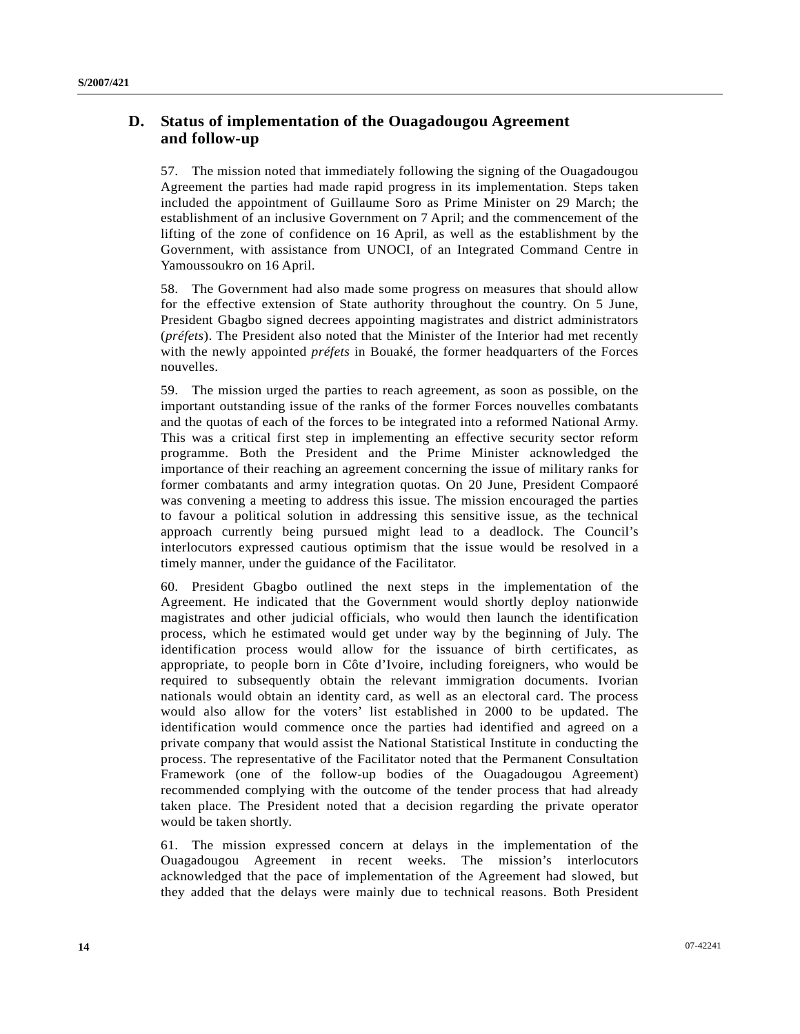## D. Status of implementation of the Ouagadougou Agreement and follow-up

57. The mission noted that immediately following the signing of the Ouagadougou Agreement the parties had made rapid progress in its implementation. Steps taken included the appointment of Guillaume Soro as Prime Minister on 29 March; the establishment of an inclusive Government on 7 April; and the commencement of the lifting of the zone of confidence on 16 April, as well as the establishment by the Government, with assistance from UNOCI, of an Integrated Command Centre in Yamoussoukro on 16 April.

58. The Government had also made some progress on measures that should allow for the effective extension of State authority throughout the country. On 5 June, President Gbagbo signed decrees appointing magistrates and district administrators (*préfets*). The President also noted that the Minister of the Interior had met recently with the newly appointed *préfets* in Bouaké, the former headquarters of the Forces nouvelles.

59. The mission urged the parties to reach agreement, as soon as possible, on the important outstanding issue of the ranks of the former Forces nouvelles combatants and the quotas of each of the forces to be integrated into a reformed National Army. This was a critical first step in implementing an effective security sector reform programme. Both the President and the Prime Minister acknowledged the importance of their reaching an agreement concerning the issue of military ranks for former combatants and army integration quotas. On 20 June, President Compaoré was convening a meeting to address this issue. The mission encouraged the parties to favour a political solution in addressing this sensitive issue, as the technical approach currently being pursued might lead to a deadlock. The Council's interlocutors expressed cautious optimism that the issue would be resolved in a timely manner, under the guidance of the Facilitator.

60. President Gbagbo outlined the next steps in the implementation of the Agreement. He indicated that the Government would shortly deploy nationwide magistrates and other judicial officials, who would then launch the identification process, which he estimated would get under way by the beginning of July. The identification process would allow for the issuance of birth certificates, as appropriate, to people born in Côte d'Ivoire, including foreigners, who would be required to subsequently obtain the relevant immigration documents. Ivorian nationals would obtain an identity card, as well as an electoral card. The process would also allow for the voters' list established in 2000 to be updated. The identification would commence once the parties had identified and agreed on a private company that would assist the National Statistical Institute in conducting the process. The representative of the Facilitator noted that the Permanent Consultation Framework (one of the follow-up bodies of the Ouagadougou Agreement) recommended complying with the outcome of the tender process that had already taken place. The President noted that a decision regarding the private operator would be taken shortly.

61. The mission expressed concern at delays in the implementation of the Ouagadougou Agreement in recent weeks. The mission's interlocutors acknowledged that the pace of implementation of the Agreement had slowed, but they added that the delays were mainly due to technical reasons. Both President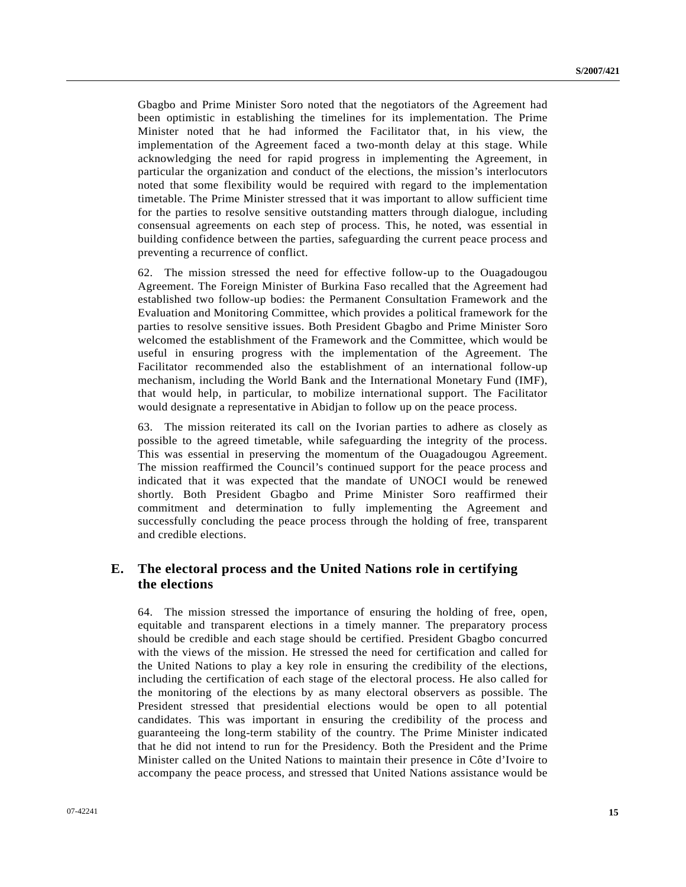Gbagbo and Prime Minister Soro noted that the negotiators of the Agreement had been optimistic in establishing the timelines for its implementation. The Prime Minister noted that he had informed the Facilitator that, in his view, the implementation of the Agreement faced a two-month delay at this stage. While acknowledging the need for rapid progress in implementing the Agreement, in particular the organization and conduct of the elections, the mission's interlocutors noted that some flexibility would be required with regard to the implementation timetable. The Prime Minister stressed that it was important to allow sufficient time for the parties to resolve sensitive outstanding matters through dialogue, including consensual agreements on each step of process. This, he noted, was essential in building confidence between the parties, safeguarding the current peace process and preventing a recurrence of conflict.

62. The mission stressed the need for effective follow-up to the Ouagadougou Agreement. The Foreign Minister of Burkina Faso recalled that the Agreement had established two follow-up bodies: the Permanent Consultation Framework and the Evaluation and Monitoring Committee, which provides a political framework for the parties to resolve sensitive issues. Both President Gbagbo and Prime Minister Soro welcomed the establishment of the Framework and the Committee, which would be useful in ensuring progress with the implementation of the Agreement. The Facilitator recommended also the establishment of an international follow-up mechanism, including the World Bank and the International Monetary Fund (IMF), that would help, in particular, to mobilize international support. The Facilitator would designate a representative in Abidjan to follow up on the peace process.

63. The mission reiterated its call on the Ivorian parties to adhere as closely as possible to the agreed timetable, while safeguarding the integrity of the process. This was essential in preserving the momentum of the Ouagadougou Agreement. The mission reaffirmed the Council's continued support for the peace process and indicated that it was expected that the mandate of UNOCI would be renewed shortly. Both President Gbagbo and Prime Minister Soro reaffirmed their commitment and determination to fully implementing the Agreement and successfully concluding the peace process through the holding of free, transparent and credible elections.

## E. The electoral process and the United Nations role in certifying the elections

64. The mission stressed the importance of ensuring the holding of free, open, equitable and transparent elections in a timely manner. The preparatory process should be credible and each stage should be certified. President Gbagbo concurred with the views of the mission. He stressed the need for certification and called for the United Nations to play a key role in ensuring the credibility of the elections, including the certification of each stage of the electoral process. He also called for the monitoring of the elections by as many electoral observers as possible. The President stressed that presidential elections would be open to all potential candidates. This was important in ensuring the credibility of the process and guaranteeing the long-term stability of the country. The Prime Minister indicated that he did not intend to run for the Presidency. Both the President and the Prime Minister called on the United Nations to maintain their presence in Côte d'Ivoire to accompany the peace process, and stressed that United Nations assistance would be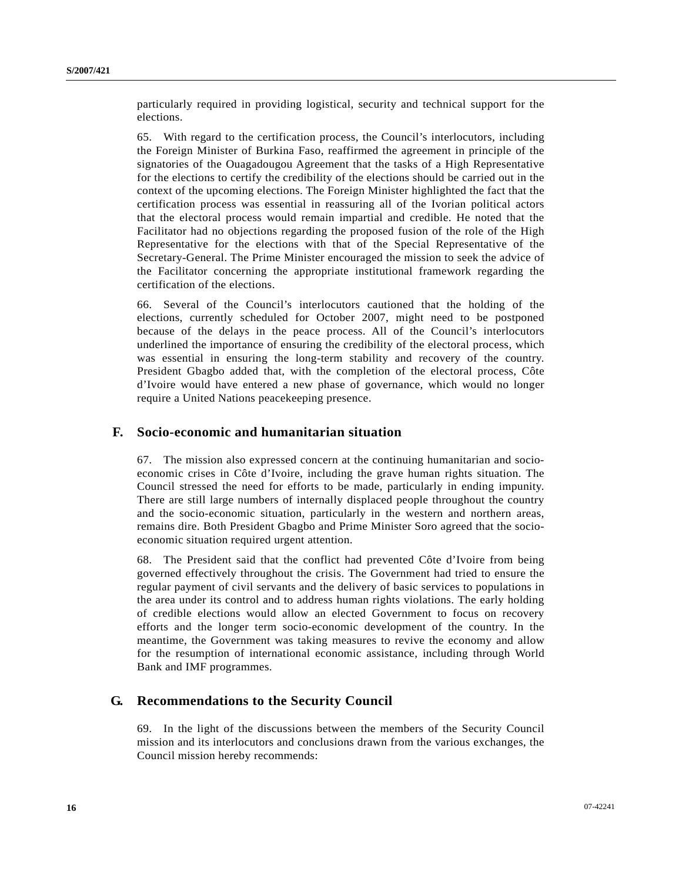particularly required in providing logistical, security and technical support for the elections.

65. With regard to the certification process, the Council's interlocutors, including the Foreign Minister of Burkina Faso, reaffirmed the agreement in principle of the signatories of the Ouagadougou Agreement that the tasks of a High Representative for the elections to certify the credibility of the elections should be carried out in the context of the upcoming elections. The Foreign Minister highlighted the fact that the certification process was essential in reassuring all of the Ivorian political actors that the electoral process would remain impartial and credible. He noted that the Facilitator had no objections regarding the proposed fusion of the role of the High Representative for the elections with that of the Special Representative of the Secretary-General. The Prime Minister encouraged the mission to seek the advice of the Facilitator concerning the appropriate institutional framework regarding the certification of the elections.

66. Several of the Council's interlocutors cautioned that the holding of the elections, currently scheduled for October 2007, might need to be postponed because of the delays in the peace process. All of the Council's interlocutors underlined the importance of ensuring the credibility of the electoral process, which was essential in ensuring the long-term stability and recovery of the country. President Gbagbo added that, with the completion of the electoral process, Côte d'Ivoire would have entered a new phase of governance, which would no longer require a United Nations peacekeeping presence.

## F. Socio-economic and humanitarian situation

67. The mission also expressed concern at the continuing humanitarian and socio-economic crises in Côte d'Ivoire, including the grave human rights situation. The Council stressed the need for efforts to be made, particularly in ending impunity. There are still large numbers of internally displaced people throughout the country and the socio-economic situation, particularly in the western and northern areas, remains dire. Both President Gbagbo and Prime Minister Soro agreed that the socio-economic situation required urgent attention.

68. The President said that the conflict had prevented Côte d'Ivoire from being governed effectively throughout the crisis. The Government had tried to ensure the regular payment of civil servants and the delivery of basic services to populations in the area under its control and to address human rights violations. The early holding of credible elections would allow an elected Government to focus on recovery efforts and the longer term socio-economic development of the country. In the meantime, the Government was taking measures to revive the economy and allow for the resumption of international economic assistance, including through World Bank and IMF programmes.

## G. Recommendations to the Security Council

69. In the light of the discussions between the members of the Security Council mission and its interlocutors and conclusions drawn from the various exchanges, the Council mission hereby recommends: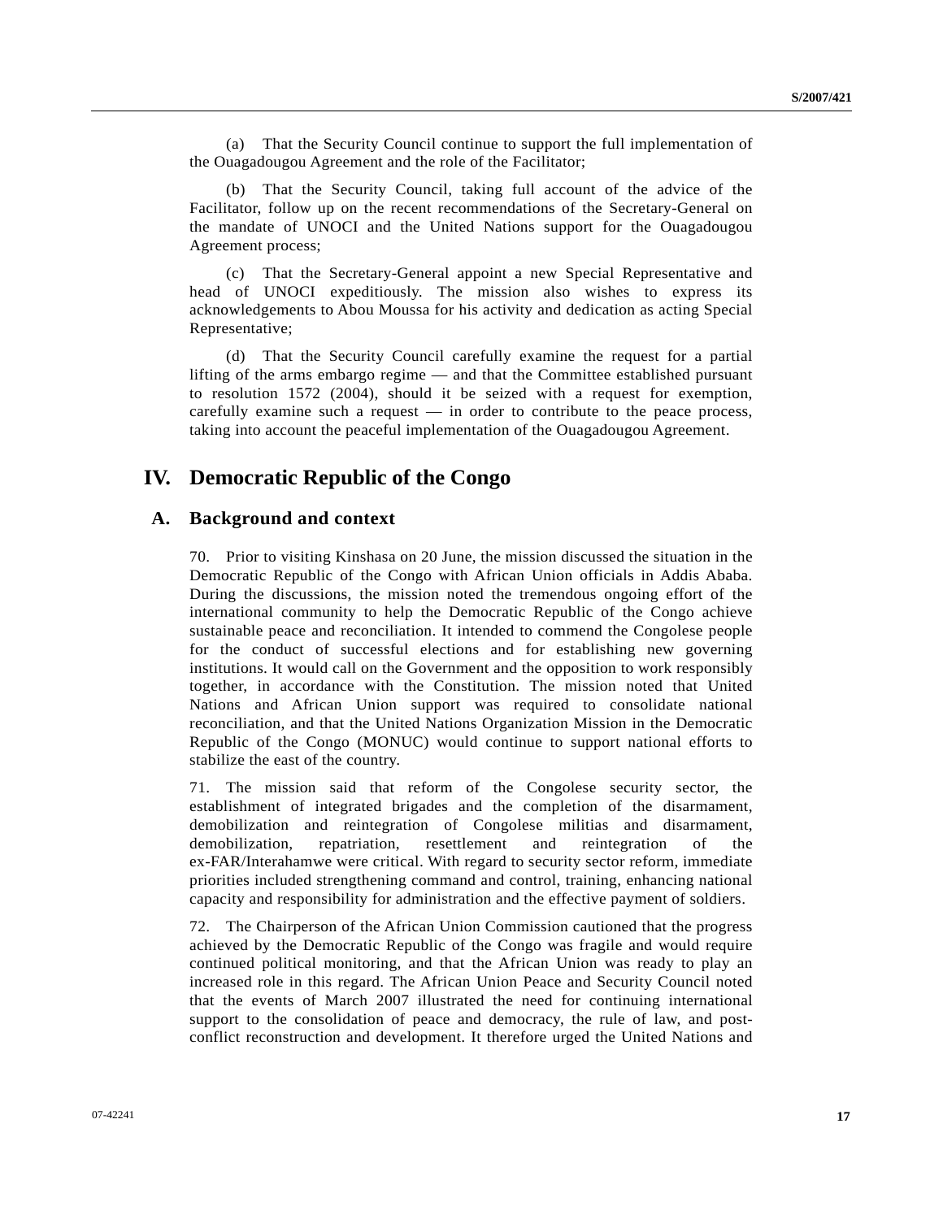(a) That the Security Council continue to support the full implementation of the Ouagadougou Agreement and the role of the Facilitator;

(b) That the Security Council, taking full account of the advice of the Facilitator, follow up on the recent recommendations of the Secretary-General on the mandate of UNOCI and the United Nations support for the Ouagadougou Agreement process;

(c) That the Secretary-General appoint a new Special Representative and head of UNOCI expeditiously. The mission also wishes to express its acknowledgements to Abou Moussa for his activity and dedication as acting Special Representative;

(d) That the Security Council carefully examine the request for a partial lifting of the arms embargo regime — and that the Committee established pursuant to resolution 1572 (2004), should it be seized with a request for exemption, carefully examine such a request — in order to contribute to the peace process, taking into account the peaceful implementation of the Ouagadougou Agreement.

# IV. Democratic Republic of the Congo

## A. Background and context

70. Prior to visiting Kinshasa on 20 June, the mission discussed the situation in the Democratic Republic of the Congo with African Union officials in Addis Ababa. During the discussions, the mission noted the tremendous ongoing effort of the international community to help the Democratic Republic of the Congo achieve sustainable peace and reconciliation. It intended to commend the Congolese people for the conduct of successful elections and for establishing new governing institutions. It would call on the Government and the opposition to work responsibly together, in accordance with the Constitution. The mission noted that United Nations and African Union support was required to consolidate national reconciliation, and that the United Nations Organization Mission in the Democratic Republic of the Congo (MONUC) would continue to support national efforts to stabilize the east of the country.

71. The mission said that reform of the Congolese security sector, the establishment of integrated brigades and the completion of the disarmament, demobilization and reintegration of Congolese militias and disarmament, demobilization, repatriation, resettlement and reintegration of the ex-FAR/Interahamwe were critical. With regard to security sector reform, immediate priorities included strengthening command and control, training, enhancing national capacity and responsibility for administration and the effective payment of soldiers.

72. The Chairperson of the African Union Commission cautioned that the progress achieved by the Democratic Republic of the Congo was fragile and would require continued political monitoring, and that the African Union was ready to play an increased role in this regard. The African Union Peace and Security Council noted that the events of March 2007 illustrated the need for continuing international support to the consolidation of peace and democracy, the rule of law, and post-conflict reconstruction and development. It therefore urged the United Nations and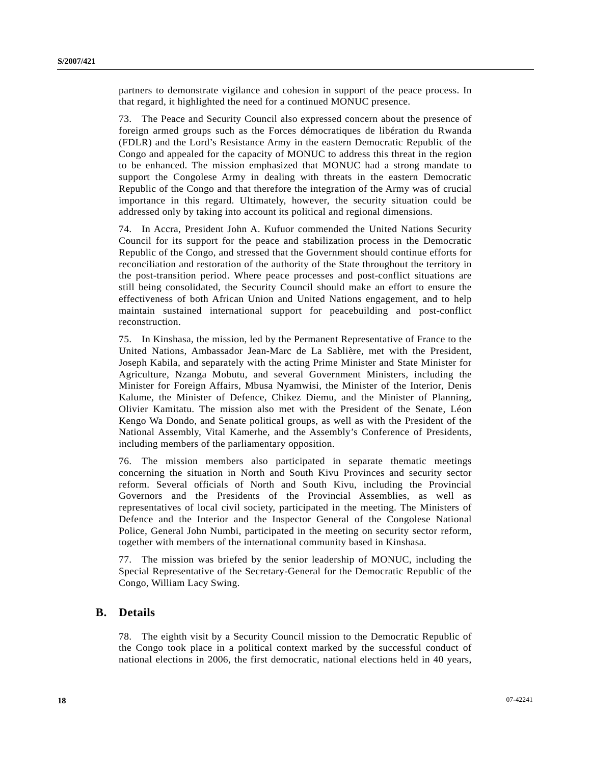partners to demonstrate vigilance and cohesion in support of the peace process. In that regard, it highlighted the need for a continued MONUC presence.

73. The Peace and Security Council also expressed concern about the presence of foreign armed groups such as the Forces démocratiques de libération du Rwanda (FDLR) and the Lord's Resistance Army in the eastern Democratic Republic of the Congo and appealed for the capacity of MONUC to address this threat in the region to be enhanced. The mission emphasized that MONUC had a strong mandate to support the Congolese Army in dealing with threats in the eastern Democratic Republic of the Congo and that therefore the integration of the Army was of crucial importance in this regard. Ultimately, however, the security situation could be addressed only by taking into account its political and regional dimensions.

74. In Accra, President John A. Kufuor commended the United Nations Security Council for its support for the peace and stabilization process in the Democratic Republic of the Congo, and stressed that the Government should continue efforts for reconciliation and restoration of the authority of the State throughout the territory in the post-transition period. Where peace processes and post-conflict situations are still being consolidated, the Security Council should make an effort to ensure the effectiveness of both African Union and United Nations engagement, and to help maintain sustained international support for peacebuilding and post-conflict reconstruction.

75. In Kinshasa, the mission, led by the Permanent Representative of France to the United Nations, Ambassador Jean-Marc de La Sablière, met with the President, Joseph Kabila, and separately with the acting Prime Minister and State Minister for Agriculture, Nzanga Mobutu, and several Government Ministers, including the Minister for Foreign Affairs, Mbusa Nyamwisi, the Minister of the Interior, Denis Kalume, the Minister of Defence, Chikez Diemu, and the Minister of Planning, Olivier Kamitatu. The mission also met with the President of the Senate, Léon Kengo Wa Dondo, and Senate political groups, as well as with the President of the National Assembly, Vital Kamerhe, and the Assembly's Conference of Presidents, including members of the parliamentary opposition.

76. The mission members also participated in separate thematic meetings concerning the situation in North and South Kivu Provinces and security sector reform. Several officials of North and South Kivu, including the Provincial Governors and the Presidents of the Provincial Assemblies, as well as representatives of local civil society, participated in the meeting. The Ministers of Defence and the Interior and the Inspector General of the Congolese National Police, General John Numbi, participated in the meeting on security sector reform, together with members of the international community based in Kinshasa.

77. The mission was briefed by the senior leadership of MONUC, including the Special Representative of the Secretary-General for the Democratic Republic of the Congo, William Lacy Swing.

## B. Details

78. The eighth visit by a Security Council mission to the Democratic Republic of the Congo took place in a political context marked by the successful conduct of national elections in 2006, the first democratic, national elections held in 40 years,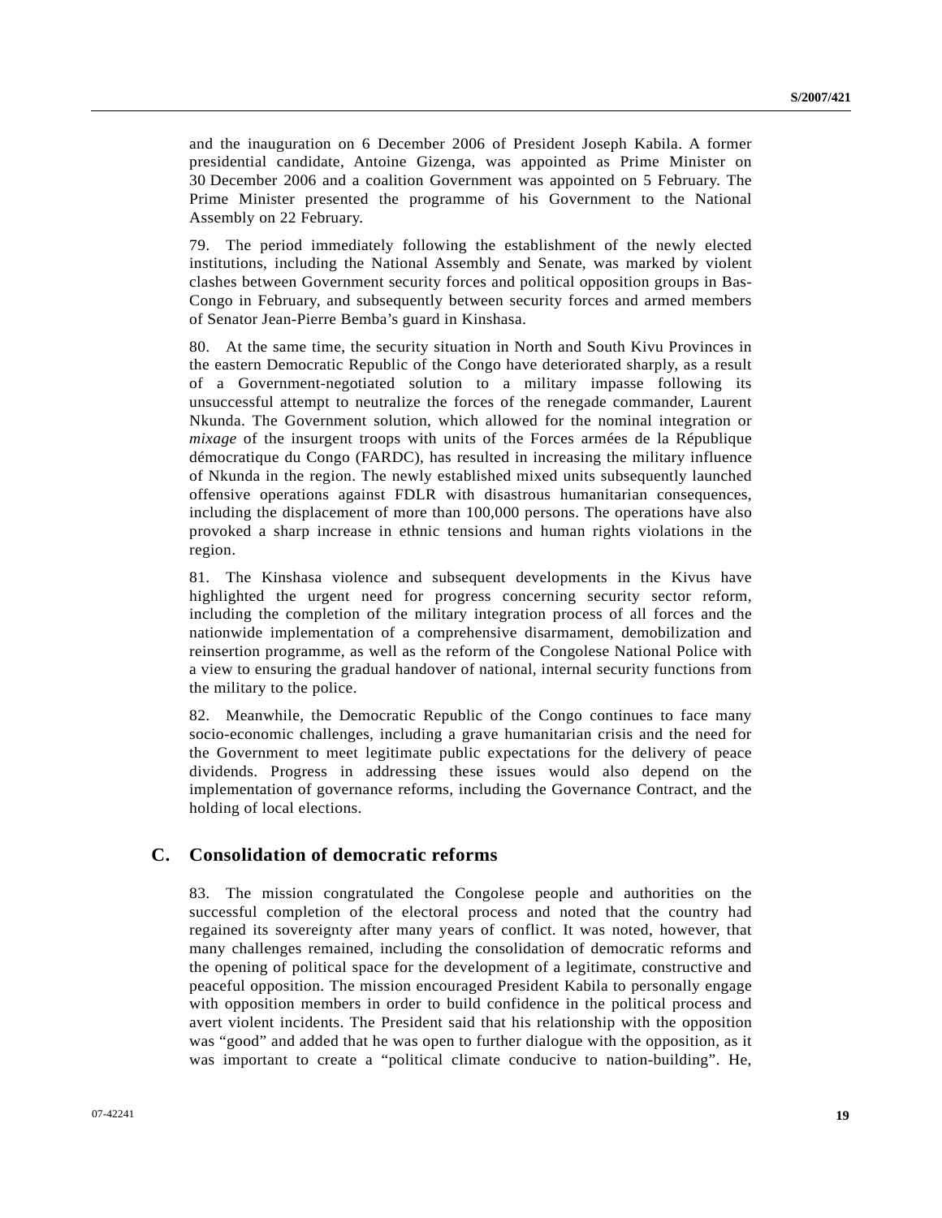and the inauguration on 6 December 2006 of President Joseph Kabila. A former presidential candidate, Antoine Gizenga, was appointed as Prime Minister on 30 December 2006 and a coalition Government was appointed on 5 February. The Prime Minister presented the programme of his Government to the National Assembly on 22 February.

79. The period immediately following the establishment of the newly elected institutions, including the National Assembly and Senate, was marked by violent clashes between Government security forces and political opposition groups in Bas-Congo in February, and subsequently between security forces and armed members of Senator Jean-Pierre Bemba's guard in Kinshasa.

80. At the same time, the security situation in North and South Kivu Provinces in the eastern Democratic Republic of the Congo have deteriorated sharply, as a result of a Government-negotiated solution to a military impasse following its unsuccessful attempt to neutralize the forces of the renegade commander, Laurent Nkunda. The Government solution, which allowed for the nominal integration or *mixage* of the insurgent troops with units of the Forces armées de la République démocratique du Congo (FARDC), has resulted in increasing the military influence of Nkunda in the region. The newly established mixed units subsequently launched offensive operations against FDLR with disastrous humanitarian consequences, including the displacement of more than 100,000 persons. The operations have also provoked a sharp increase in ethnic tensions and human rights violations in the region.

81. The Kinshasa violence and subsequent developments in the Kivus have highlighted the urgent need for progress concerning security sector reform, including the completion of the military integration process of all forces and the nationwide implementation of a comprehensive disarmament, demobilization and reinsertion programme, as well as the reform of the Congolese National Police with a view to ensuring the gradual handover of national, internal security functions from the military to the police.

82. Meanwhile, the Democratic Republic of the Congo continues to face many socio-economic challenges, including a grave humanitarian crisis and the need for the Government to meet legitimate public expectations for the delivery of peace dividends. Progress in addressing these issues would also depend on the implementation of governance reforms, including the Governance Contract, and the holding of local elections.

## C. Consolidation of democratic reforms

83. The mission congratulated the Congolese people and authorities on the successful completion of the electoral process and noted that the country had regained its sovereignty after many years of conflict. It was noted, however, that many challenges remained, including the consolidation of democratic reforms and the opening of political space for the development of a legitimate, constructive and peaceful opposition. The mission encouraged President Kabila to personally engage with opposition members in order to build confidence in the political process and avert violent incidents. The President said that his relationship with the opposition was "good" and added that he was open to further dialogue with the opposition, as it was important to create a "political climate conducive to nation-building". He,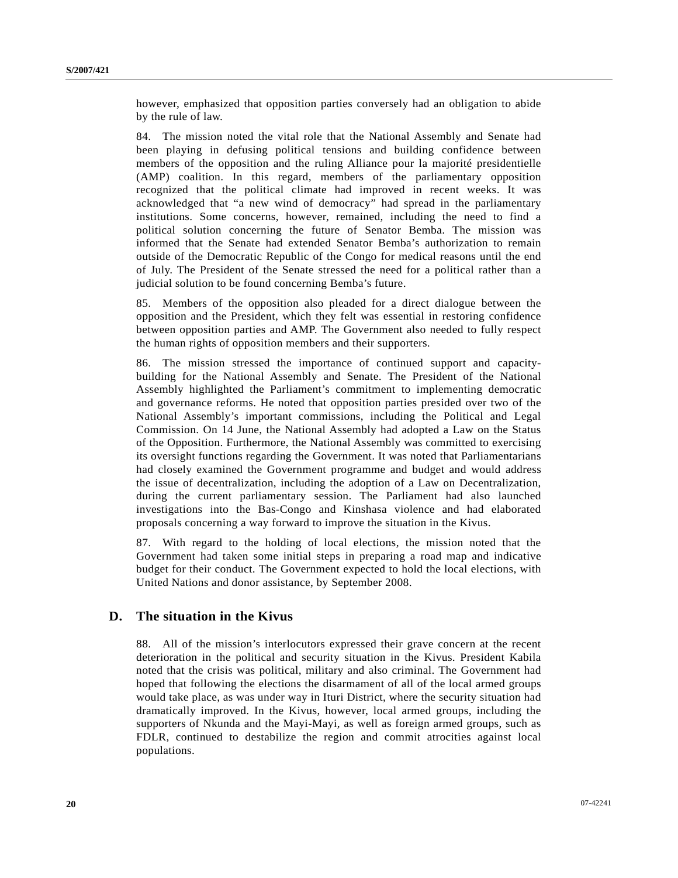however, emphasized that opposition parties conversely had an obligation to abide by the rule of law.

84. The mission noted the vital role that the National Assembly and Senate had been playing in defusing political tensions and building confidence between members of the opposition and the ruling Alliance pour la majorité presidentielle (AMP) coalition. In this regard, members of the parliamentary opposition recognized that the political climate had improved in recent weeks. It was acknowledged that "a new wind of democracy" had spread in the parliamentary institutions. Some concerns, however, remained, including the need to find a political solution concerning the future of Senator Bemba. The mission was informed that the Senate had extended Senator Bemba's authorization to remain outside of the Democratic Republic of the Congo for medical reasons until the end of July. The President of the Senate stressed the need for a political rather than a judicial solution to be found concerning Bemba's future.

85. Members of the opposition also pleaded for a direct dialogue between the opposition and the President, which they felt was essential in restoring confidence between opposition parties and AMP. The Government also needed to fully respect the human rights of opposition members and their supporters.

86. The mission stressed the importance of continued support and capacity-building for the National Assembly and Senate. The President of the National Assembly highlighted the Parliament's commitment to implementing democratic and governance reforms. He noted that opposition parties presided over two of the National Assembly's important commissions, including the Political and Legal Commission. On 14 June, the National Assembly had adopted a Law on the Status of the Opposition. Furthermore, the National Assembly was committed to exercising its oversight functions regarding the Government. It was noted that Parliamentarians had closely examined the Government programme and budget and would address the issue of decentralization, including the adoption of a Law on Decentralization, during the current parliamentary session. The Parliament had also launched investigations into the Bas-Congo and Kinshasa violence and had elaborated proposals concerning a way forward to improve the situation in the Kivus.

87. With regard to the holding of local elections, the mission noted that the Government had taken some initial steps in preparing a road map and indicative budget for their conduct. The Government expected to hold the local elections, with United Nations and donor assistance, by September 2008.

## D. The situation in the Kivus

88. All of the mission's interlocutors expressed their grave concern at the recent deterioration in the political and security situation in the Kivus. President Kabila noted that the crisis was political, military and also criminal. The Government had hoped that following the elections the disarmament of all of the local armed groups would take place, as was under way in Ituri District, where the security situation had dramatically improved. In the Kivus, however, local armed groups, including the supporters of Nkunda and the Mayi-Mayi, as well as foreign armed groups, such as FDLR, continued to destabilize the region and commit atrocities against local populations.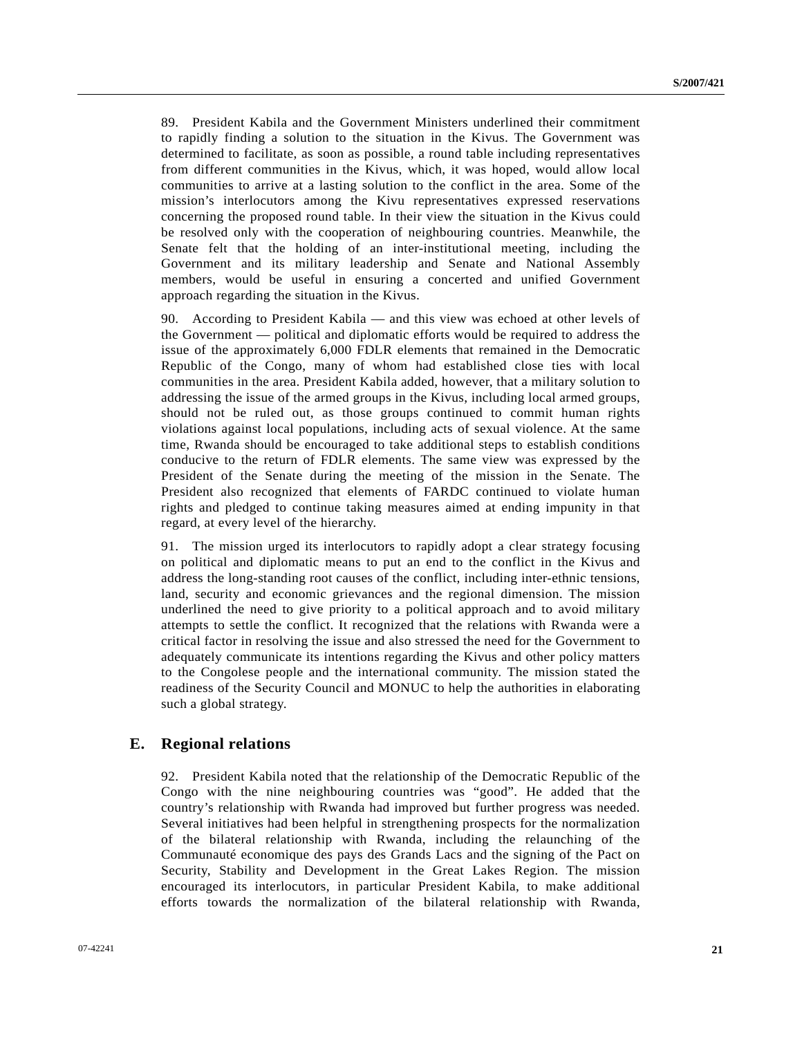89. President Kabila and the Government Ministers underlined their commitment to rapidly finding a solution to the situation in the Kivus. The Government was determined to facilitate, as soon as possible, a round table including representatives from different communities in the Kivus, which, it was hoped, would allow local communities to arrive at a lasting solution to the conflict in the area. Some of the mission's interlocutors among the Kivu representatives expressed reservations concerning the proposed round table. In their view the situation in the Kivus could be resolved only with the cooperation of neighbouring countries. Meanwhile, the Senate felt that the holding of an inter-institutional meeting, including the Government and its military leadership and Senate and National Assembly members, would be useful in ensuring a concerted and unified Government approach regarding the situation in the Kivus.

90. According to President Kabila — and this view was echoed at other levels of the Government — political and diplomatic efforts would be required to address the issue of the approximately 6,000 FDLR elements that remained in the Democratic Republic of the Congo, many of whom had established close ties with local communities in the area. President Kabila added, however, that a military solution to addressing the issue of the armed groups in the Kivus, including local armed groups, should not be ruled out, as those groups continued to commit human rights violations against local populations, including acts of sexual violence. At the same time, Rwanda should be encouraged to take additional steps to establish conditions conducive to the return of FDLR elements. The same view was expressed by the President of the Senate during the meeting of the mission in the Senate. The President also recognized that elements of FARDC continued to violate human rights and pledged to continue taking measures aimed at ending impunity in that regard, at every level of the hierarchy.

91. The mission urged its interlocutors to rapidly adopt a clear strategy focusing on political and diplomatic means to put an end to the conflict in the Kivus and address the long-standing root causes of the conflict, including inter-ethnic tensions, land, security and economic grievances and the regional dimension. The mission underlined the need to give priority to a political approach and to avoid military attempts to settle the conflict. It recognized that the relations with Rwanda were a critical factor in resolving the issue and also stressed the need for the Government to adequately communicate its intentions regarding the Kivus and other policy matters to the Congolese people and the international community. The mission stated the readiness of the Security Council and MONUC to help the authorities in elaborating such a global strategy.

## E. Regional relations

92. President Kabila noted that the relationship of the Democratic Republic of the Congo with the nine neighbouring countries was "good". He added that the country's relationship with Rwanda had improved but further progress was needed. Several initiatives had been helpful in strengthening prospects for the normalization of the bilateral relationship with Rwanda, including the relaunching of the Communauté economique des pays des Grands Lacs and the signing of the Pact on Security, Stability and Development in the Great Lakes Region. The mission encouraged its interlocutors, in particular President Kabila, to make additional efforts towards the normalization of the bilateral relationship with Rwanda,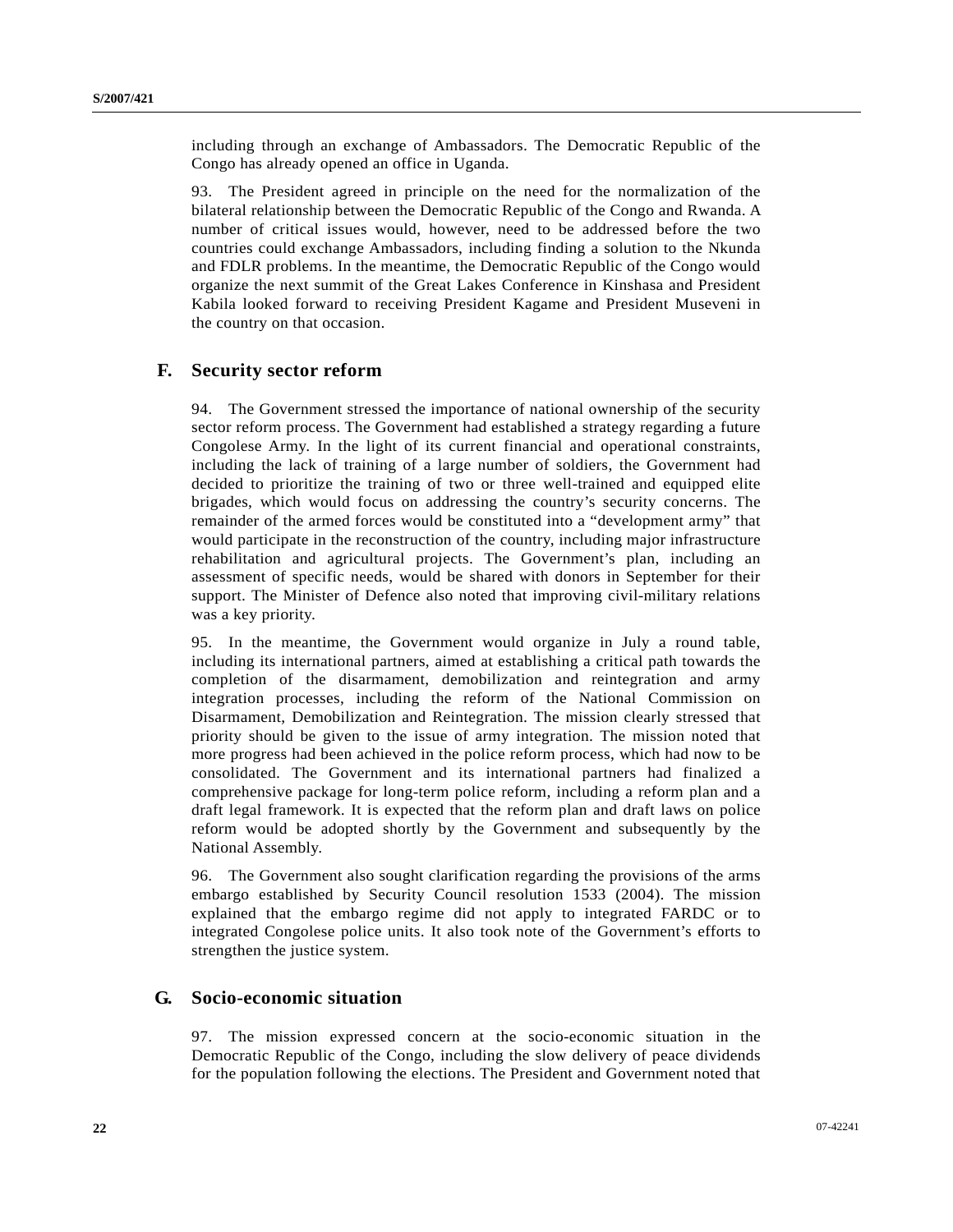including through an exchange of Ambassadors. The Democratic Republic of the Congo has already opened an office in Uganda.

93. The President agreed in principle on the need for the normalization of the bilateral relationship between the Democratic Republic of the Congo and Rwanda. A number of critical issues would, however, need to be addressed before the two countries could exchange Ambassadors, including finding a solution to the Nkunda and FDLR problems. In the meantime, the Democratic Republic of the Congo would organize the next summit of the Great Lakes Conference in Kinshasa and President Kabila looked forward to receiving President Kagame and President Museveni in the country on that occasion.

## F. Security sector reform

94. The Government stressed the importance of national ownership of the security sector reform process. The Government had established a strategy regarding a future Congolese Army. In the light of its current financial and operational constraints, including the lack of training of a large number of soldiers, the Government had decided to prioritize the training of two or three well-trained and equipped elite brigades, which would focus on addressing the country's security concerns. The remainder of the armed forces would be constituted into a "development army" that would participate in the reconstruction of the country, including major infrastructure rehabilitation and agricultural projects. The Government's plan, including an assessment of specific needs, would be shared with donors in September for their support. The Minister of Defence also noted that improving civil-military relations was a key priority.

95. In the meantime, the Government would organize in July a round table, including its international partners, aimed at establishing a critical path towards the completion of the disarmament, demobilization and reintegration and army integration processes, including the reform of the National Commission on Disarmament, Demobilization and Reintegration. The mission clearly stressed that priority should be given to the issue of army integration. The mission noted that more progress had been achieved in the police reform process, which had now to be consolidated. The Government and its international partners had finalized a comprehensive package for long-term police reform, including a reform plan and a draft legal framework. It is expected that the reform plan and draft laws on police reform would be adopted shortly by the Government and subsequently by the National Assembly.

96. The Government also sought clarification regarding the provisions of the arms embargo established by Security Council resolution 1533 (2004). The mission explained that the embargo regime did not apply to integrated FARDC or to integrated Congolese police units. It also took note of the Government's efforts to strengthen the justice system.

## G. Socio-economic situation

97. The mission expressed concern at the socio-economic situation in the Democratic Republic of the Congo, including the slow delivery of peace dividends for the population following the elections. The President and Government noted that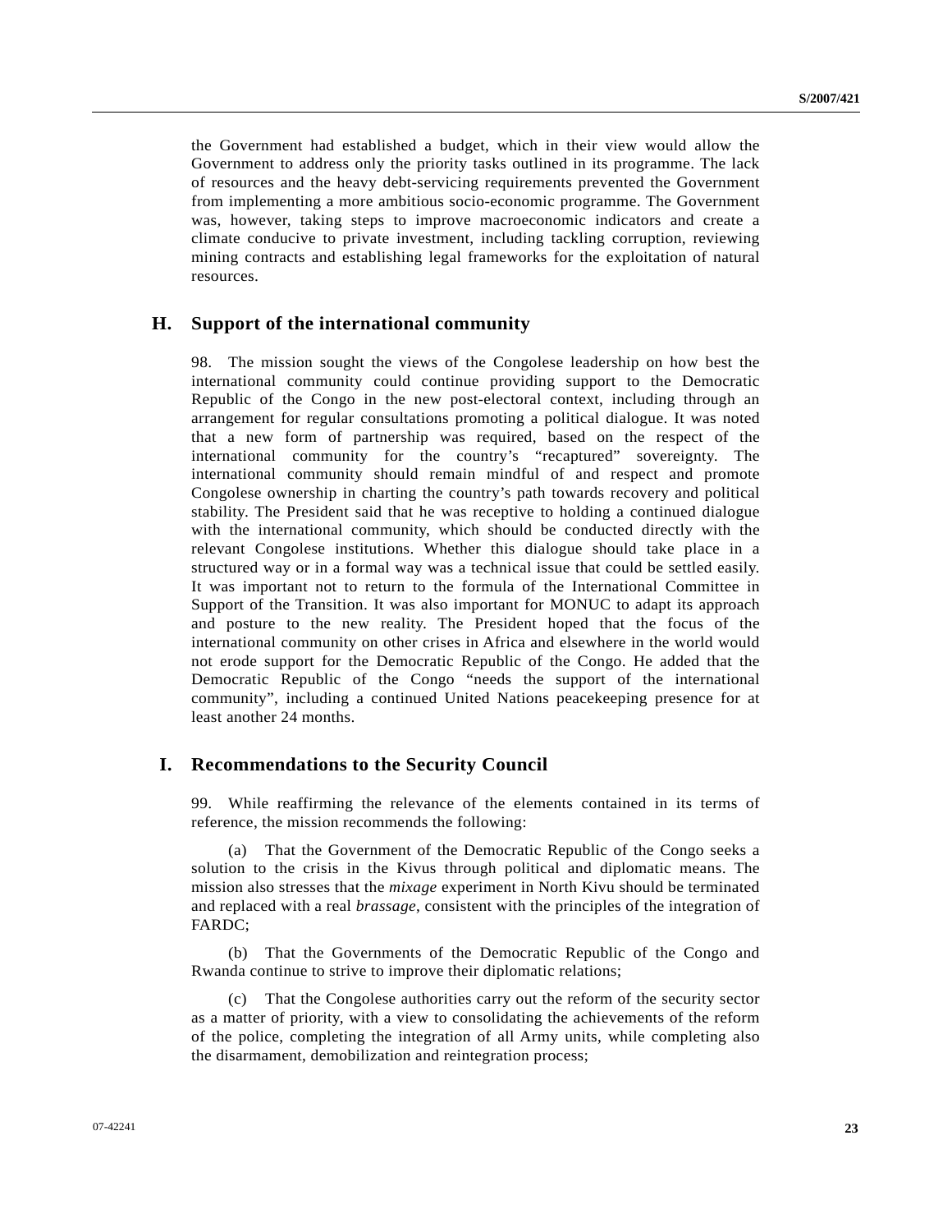the Government had established a budget, which in their view would allow the Government to address only the priority tasks outlined in its programme. The lack of resources and the heavy debt-servicing requirements prevented the Government from implementing a more ambitious socio-economic programme. The Government was, however, taking steps to improve macroeconomic indicators and create a climate conducive to private investment, including tackling corruption, reviewing mining contracts and establishing legal frameworks for the exploitation of natural resources.

## H. Support of the international community

98. The mission sought the views of the Congolese leadership on how best the international community could continue providing support to the Democratic Republic of the Congo in the new post-electoral context, including through an arrangement for regular consultations promoting a political dialogue. It was noted that a new form of partnership was required, based on the respect of the international community for the country's "recaptured" sovereignty. The international community should remain mindful of and respect and promote Congolese ownership in charting the country's path towards recovery and political stability. The President said that he was receptive to holding a continued dialogue with the international community, which should be conducted directly with the relevant Congolese institutions. Whether this dialogue should take place in a structured way or in a formal way was a technical issue that could be settled easily. It was important not to return to the formula of the International Committee in Support of the Transition. It was also important for MONUC to adapt its approach and posture to the new reality. The President hoped that the focus of the international community on other crises in Africa and elsewhere in the world would not erode support for the Democratic Republic of the Congo. He added that the Democratic Republic of the Congo "needs the support of the international community", including a continued United Nations peacekeeping presence for at least another 24 months.

## I. Recommendations to the Security Council

99. While reaffirming the relevance of the elements contained in its terms of reference, the mission recommends the following:

(a) That the Government of the Democratic Republic of the Congo seeks a solution to the crisis in the Kivus through political and diplomatic means. The mission also stresses that the *mixage* experiment in North Kivu should be terminated and replaced with a real *brassage*, consistent with the principles of the integration of FARDC;

(b) That the Governments of the Democratic Republic of the Congo and Rwanda continue to strive to improve their diplomatic relations;

(c) That the Congolese authorities carry out the reform of the security sector as a matter of priority, with a view to consolidating the achievements of the reform of the police, completing the integration of all Army units, while completing also the disarmament, demobilization and reintegration process;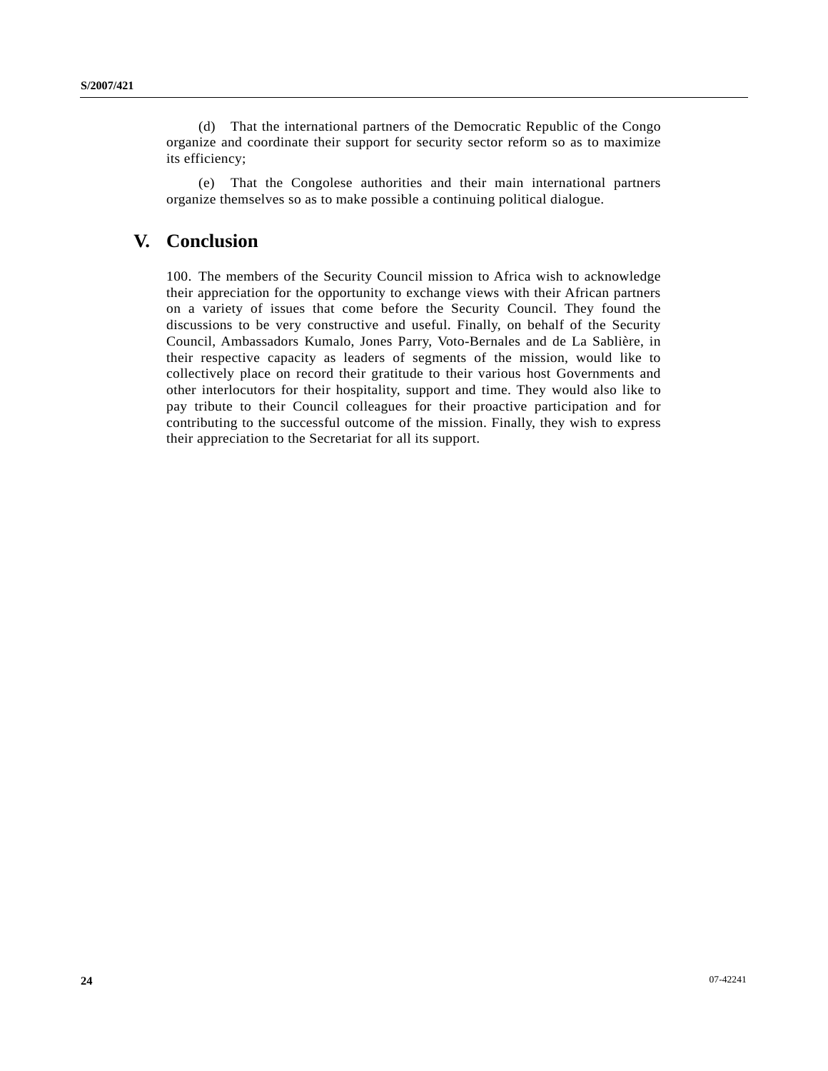(d) That the international partners of the Democratic Republic of the Congo organize and coordinate their support for security sector reform so as to maximize its efficiency;

(e) That the Congolese authorities and their main international partners organize themselves so as to make possible a continuing political dialogue.

## V. Conclusion

100. The members of the Security Council mission to Africa wish to acknowledge their appreciation for the opportunity to exchange views with their African partners on a variety of issues that come before the Security Council. They found the discussions to be very constructive and useful. Finally, on behalf of the Security Council, Ambassadors Kumalo, Jones Parry, Voto-Bernales and de La Sablière, in their respective capacity as leaders of segments of the mission, would like to collectively place on record their gratitude to their various host Governments and other interlocutors for their hospitality, support and time. They would also like to pay tribute to their Council colleagues for their proactive participation and for contributing to the successful outcome of the mission. Finally, they wish to express their appreciation to the Secretariat for all its support.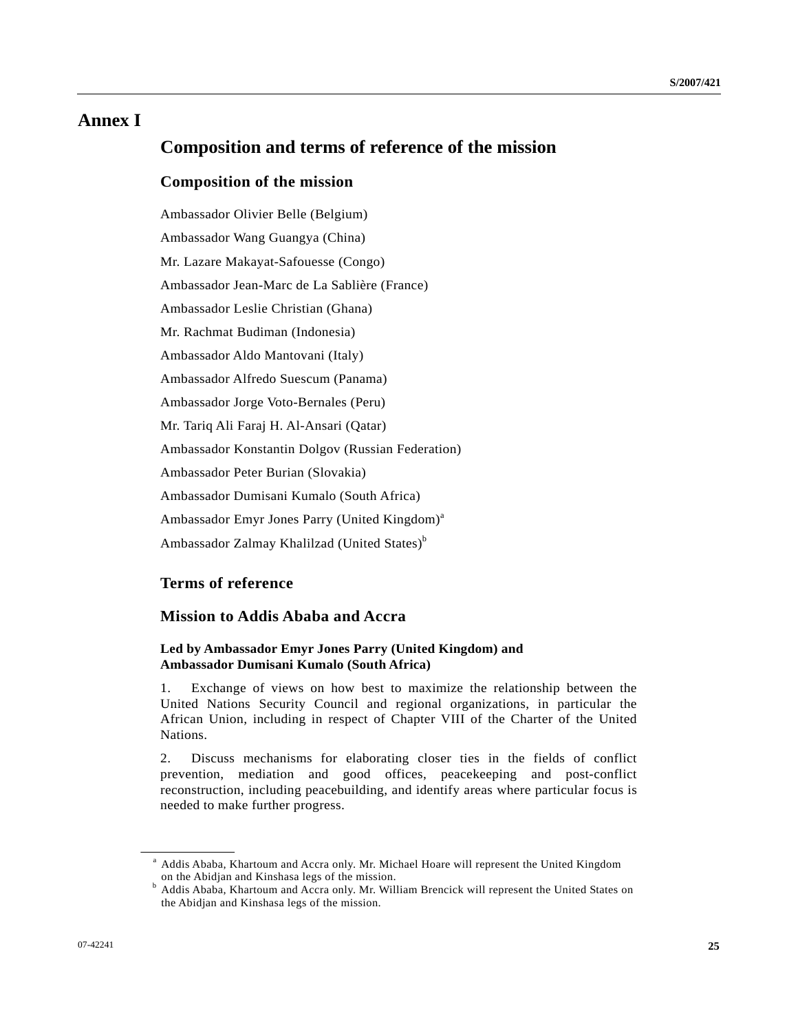# Annex I

## Composition and terms of reference of the mission

### Composition of the mission

Ambassador Olivier Belle (Belgium)

Ambassador Wang Guangya (China)

Mr. Lazare Makayat-Safouesse (Congo)

Ambassador Jean-Marc de La Sablière (France)

Ambassador Leslie Christian (Ghana)

Mr. Rachmat Budiman (Indonesia)

Ambassador Aldo Mantovani (Italy)

Ambassador Alfredo Suescum (Panama)

Ambassador Jorge Voto-Bernales (Peru)

Mr. Tariq Ali Faraj H. Al-Ansari (Qatar)

Ambassador Konstantin Dolgov (Russian Federation)

Ambassador Peter Burian (Slovakia)

Ambassador Dumisani Kumalo (South Africa)

Ambassador Emyr Jones Parry (United Kingdom)[a]

Ambassador Zalmay Khalilzad (United States)[b]

### Terms of reference

### Mission to Addis Ababa and Accra

**Led by Ambassador Emyr Jones Parry (United Kingdom) and Ambassador Dumisani Kumalo (South Africa)**

1. Exchange of views on how best to maximize the relationship between the United Nations Security Council and regional organizations, in particular the African Union, including in respect of Chapter VIII of the Charter of the United Nations.

2. Discuss mechanisms for elaborating closer ties in the fields of conflict prevention, mediation and good offices, peacekeeping and post-conflict reconstruction, including peacebuilding, and identify areas where particular focus is needed to make further progress.

---

[a] Addis Ababa, Khartoum and Accra only. Mr. Michael Hoare will represent the United Kingdom on the Abidjan and Kinshasa legs of the mission.

[b] Addis Ababa, Khartoum and Accra only. Mr. William Brencick will represent the United States on the Abidjan and Kinshasa legs of the mission.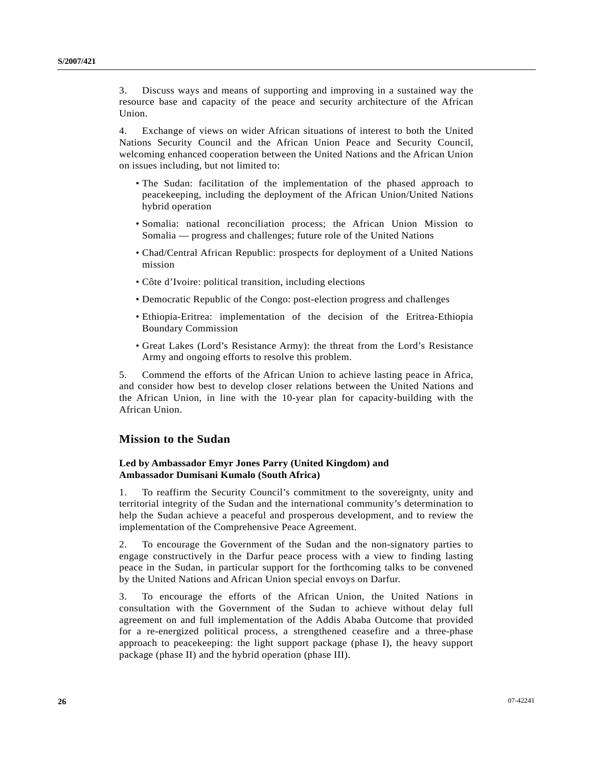3. Discuss ways and means of supporting and improving in a sustained way the resource base and capacity of the peace and security architecture of the African Union.

4. Exchange of views on wider African situations of interest to both the United Nations Security Council and the African Union Peace and Security Council, welcoming enhanced cooperation between the United Nations and the African Union on issues including, but not limited to:

- The Sudan: facilitation of the implementation of the phased approach to peacekeeping, including the deployment of the African Union/United Nations hybrid operation
- Somalia: national reconciliation process; the African Union Mission to Somalia — progress and challenges; future role of the United Nations
- Chad/Central African Republic: prospects for deployment of a United Nations mission
- Côte d'Ivoire: political transition, including elections
- Democratic Republic of the Congo: post-election progress and challenges
- Ethiopia-Eritrea: implementation of the decision of the Eritrea-Ethiopia Boundary Commission
- Great Lakes (Lord's Resistance Army): the threat from the Lord's Resistance Army and ongoing efforts to resolve this problem.

5. Commend the efforts of the African Union to achieve lasting peace in Africa, and consider how best to develop closer relations between the United Nations and the African Union, in line with the 10-year plan for capacity-building with the African Union.

## Mission to the Sudan

### Led by Ambassador Emyr Jones Parry (United Kingdom) and Ambassador Dumisani Kumalo (South Africa)

1. To reaffirm the Security Council's commitment to the sovereignty, unity and territorial integrity of the Sudan and the international community's determination to help the Sudan achieve a peaceful and prosperous development, and to review the implementation of the Comprehensive Peace Agreement.

2. To encourage the Government of the Sudan and the non-signatory parties to engage constructively in the Darfur peace process with a view to finding lasting peace in the Sudan, in particular support for the forthcoming talks to be convened by the United Nations and African Union special envoys on Darfur.

3. To encourage the efforts of the African Union, the United Nations in consultation with the Government of the Sudan to achieve without delay full agreement on and full implementation of the Addis Ababa Outcome that provided for a re-energized political process, a strengthened ceasefire and a three-phase approach to peacekeeping: the light support package (phase I), the heavy support package (phase II) and the hybrid operation (phase III).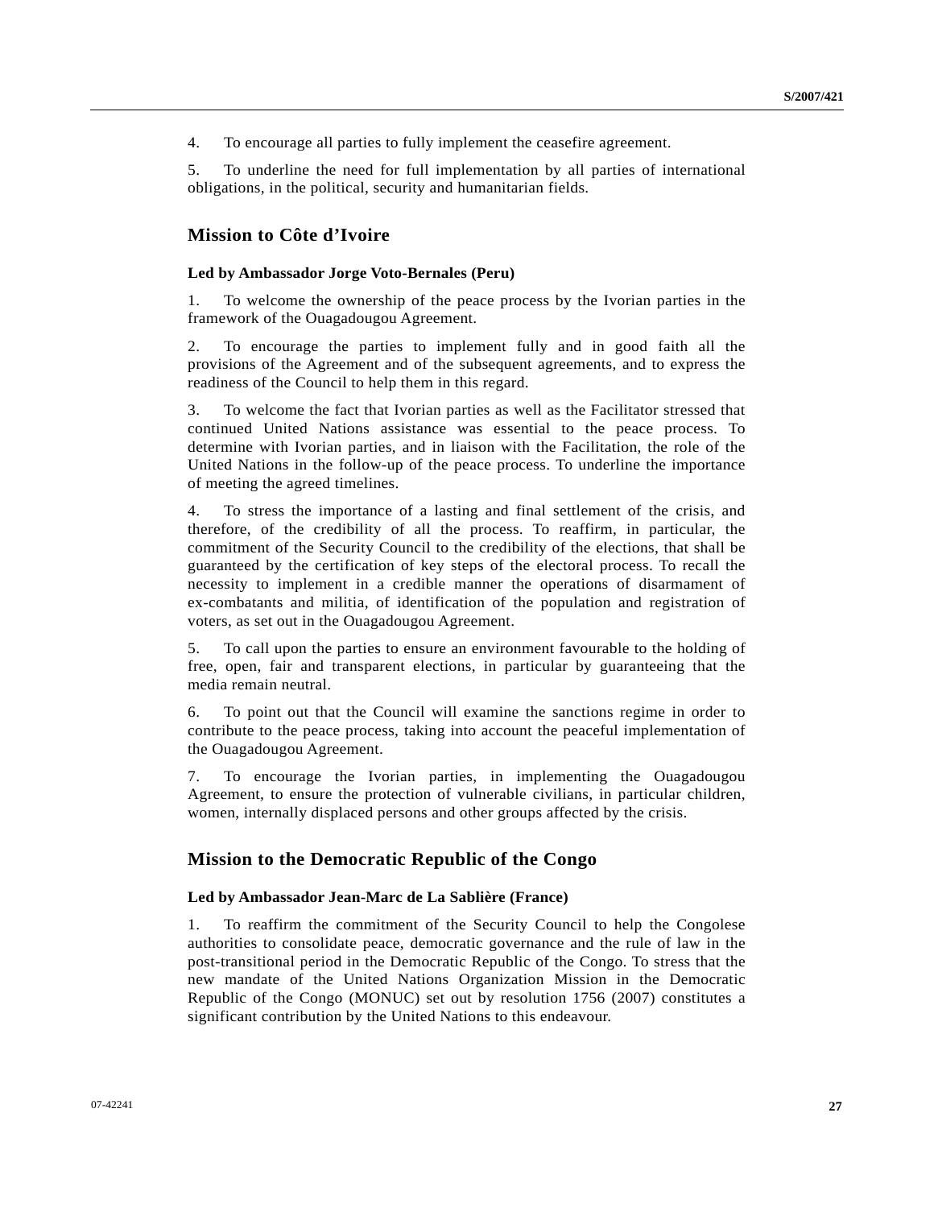4. To encourage all parties to fully implement the ceasefire agreement.

5. To underline the need for full implementation by all parties of international obligations, in the political, security and humanitarian fields.

## Mission to Côte d'Ivoire

### Led by Ambassador Jorge Voto-Bernales (Peru)

1. To welcome the ownership of the peace process by the Ivorian parties in the framework of the Ouagadougou Agreement.

2. To encourage the parties to implement fully and in good faith all the provisions of the Agreement and of the subsequent agreements, and to express the readiness of the Council to help them in this regard.

3. To welcome the fact that Ivorian parties as well as the Facilitator stressed that continued United Nations assistance was essential to the peace process. To determine with Ivorian parties, and in liaison with the Facilitation, the role of the United Nations in the follow-up of the peace process. To underline the importance of meeting the agreed timelines.

4. To stress the importance of a lasting and final settlement of the crisis, and therefore, of the credibility of all the process. To reaffirm, in particular, the commitment of the Security Council to the credibility of the elections, that shall be guaranteed by the certification of key steps of the electoral process. To recall the necessity to implement in a credible manner the operations of disarmament of ex-combatants and militia, of identification of the population and registration of voters, as set out in the Ouagadougou Agreement.

5. To call upon the parties to ensure an environment favourable to the holding of free, open, fair and transparent elections, in particular by guaranteeing that the media remain neutral.

6. To point out that the Council will examine the sanctions regime in order to contribute to the peace process, taking into account the peaceful implementation of the Ouagadougou Agreement.

7. To encourage the Ivorian parties, in implementing the Ouagadougou Agreement, to ensure the protection of vulnerable civilians, in particular children, women, internally displaced persons and other groups affected by the crisis.

## Mission to the Democratic Republic of the Congo

### Led by Ambassador Jean-Marc de La Sablière (France)

1. To reaffirm the commitment of the Security Council to help the Congolese authorities to consolidate peace, democratic governance and the rule of law in the post-transitional period in the Democratic Republic of the Congo. To stress that the new mandate of the United Nations Organization Mission in the Democratic Republic of the Congo (MONUC) set out by resolution 1756 (2007) constitutes a significant contribution by the United Nations to this endeavour.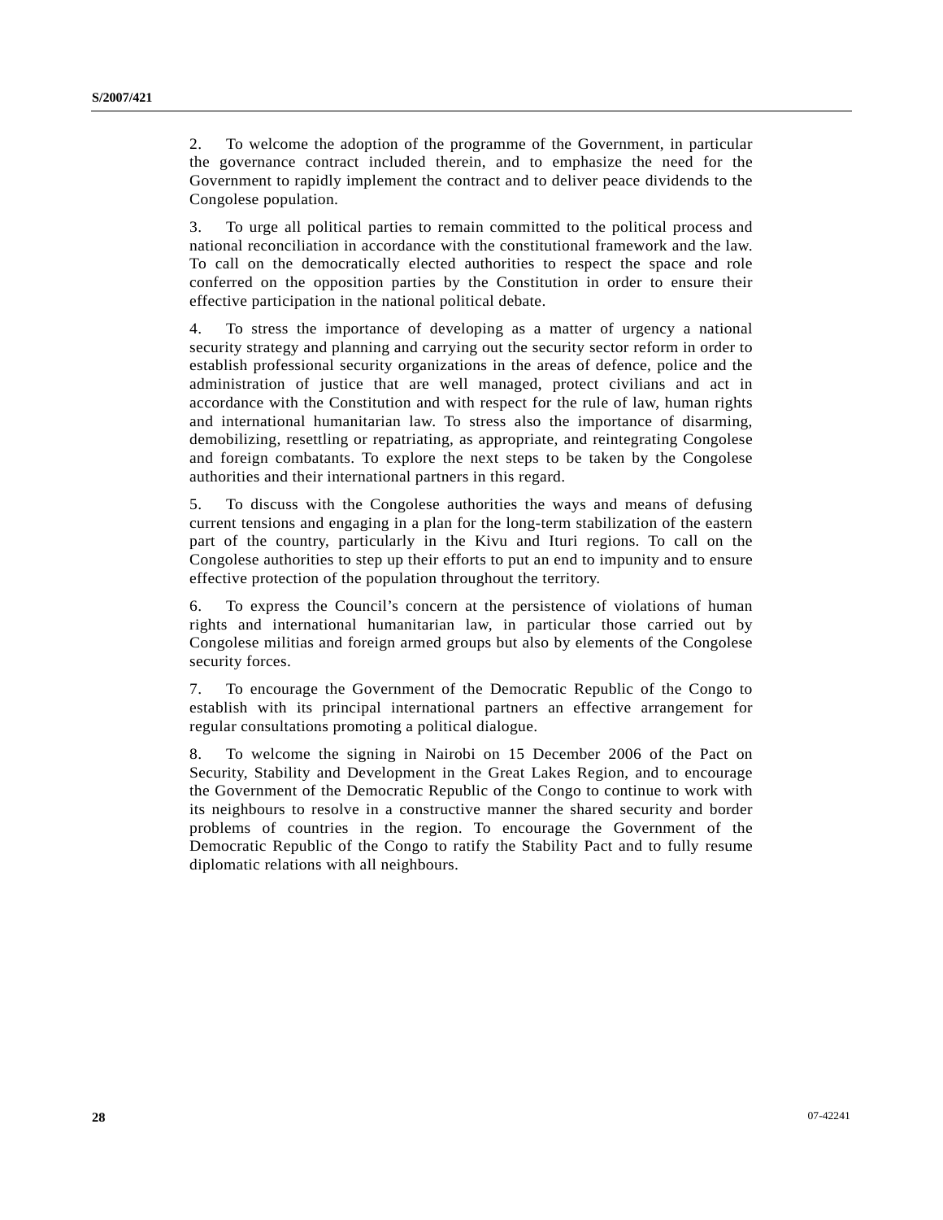2. To welcome the adoption of the programme of the Government, in particular the governance contract included therein, and to emphasize the need for the Government to rapidly implement the contract and to deliver peace dividends to the Congolese population.

3. To urge all political parties to remain committed to the political process and national reconciliation in accordance with the constitutional framework and the law. To call on the democratically elected authorities to respect the space and role conferred on the opposition parties by the Constitution in order to ensure their effective participation in the national political debate.

4. To stress the importance of developing as a matter of urgency a national security strategy and planning and carrying out the security sector reform in order to establish professional security organizations in the areas of defence, police and the administration of justice that are well managed, protect civilians and act in accordance with the Constitution and with respect for the rule of law, human rights and international humanitarian law. To stress also the importance of disarming, demobilizing, resettling or repatriating, as appropriate, and reintegrating Congolese and foreign combatants. To explore the next steps to be taken by the Congolese authorities and their international partners in this regard.

5. To discuss with the Congolese authorities the ways and means of defusing current tensions and engaging in a plan for the long-term stabilization of the eastern part of the country, particularly in the Kivu and Ituri regions. To call on the Congolese authorities to step up their efforts to put an end to impunity and to ensure effective protection of the population throughout the territory.

6. To express the Council's concern at the persistence of violations of human rights and international humanitarian law, in particular those carried out by Congolese militias and foreign armed groups but also by elements of the Congolese security forces.

7. To encourage the Government of the Democratic Republic of the Congo to establish with its principal international partners an effective arrangement for regular consultations promoting a political dialogue.

8. To welcome the signing in Nairobi on 15 December 2006 of the Pact on Security, Stability and Development in the Great Lakes Region, and to encourage the Government of the Democratic Republic of the Congo to continue to work with its neighbours to resolve in a constructive manner the shared security and border problems of countries in the region. To encourage the Government of the Democratic Republic of the Congo to ratify the Stability Pact and to fully resume diplomatic relations with all neighbours.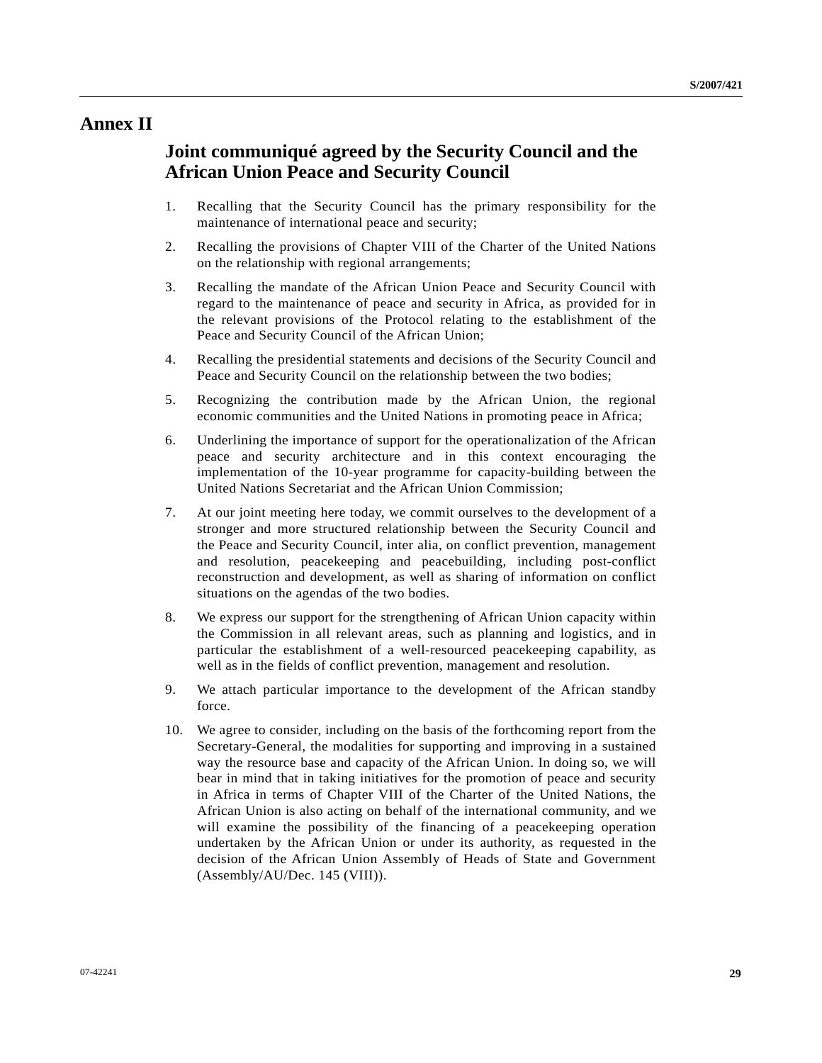# Annex II

## Joint communiqué agreed by the Security Council and the African Union Peace and Security Council

1. Recalling that the Security Council has the primary responsibility for the maintenance of international peace and security;

2. Recalling the provisions of Chapter VIII of the Charter of the United Nations on the relationship with regional arrangements;

3. Recalling the mandate of the African Union Peace and Security Council with regard to the maintenance of peace and security in Africa, as provided for in the relevant provisions of the Protocol relating to the establishment of the Peace and Security Council of the African Union;

4. Recalling the presidential statements and decisions of the Security Council and Peace and Security Council on the relationship between the two bodies;

5. Recognizing the contribution made by the African Union, the regional economic communities and the United Nations in promoting peace in Africa;

6. Underlining the importance of support for the operationalization of the African peace and security architecture and in this context encouraging the implementation of the 10-year programme for capacity-building between the United Nations Secretariat and the African Union Commission;

7. At our joint meeting here today, we commit ourselves to the development of a stronger and more structured relationship between the Security Council and the Peace and Security Council, inter alia, on conflict prevention, management and resolution, peacekeeping and peacebuilding, including post-conflict reconstruction and development, as well as sharing of information on conflict situations on the agendas of the two bodies.

8. We express our support for the strengthening of African Union capacity within the Commission in all relevant areas, such as planning and logistics, and in particular the establishment of a well-resourced peacekeeping capability, as well as in the fields of conflict prevention, management and resolution.

9. We attach particular importance to the development of the African standby force.

10. We agree to consider, including on the basis of the forthcoming report from the Secretary-General, the modalities for supporting and improving in a sustained way the resource base and capacity of the African Union. In doing so, we will bear in mind that in taking initiatives for the promotion of peace and security in Africa in terms of Chapter VIII of the Charter of the United Nations, the African Union is also acting on behalf of the international community, and we will examine the possibility of the financing of a peacekeeping operation undertaken by the African Union or under its authority, as requested in the decision of the African Union Assembly of Heads of State and Government (Assembly/AU/Dec. 145 (VIII)).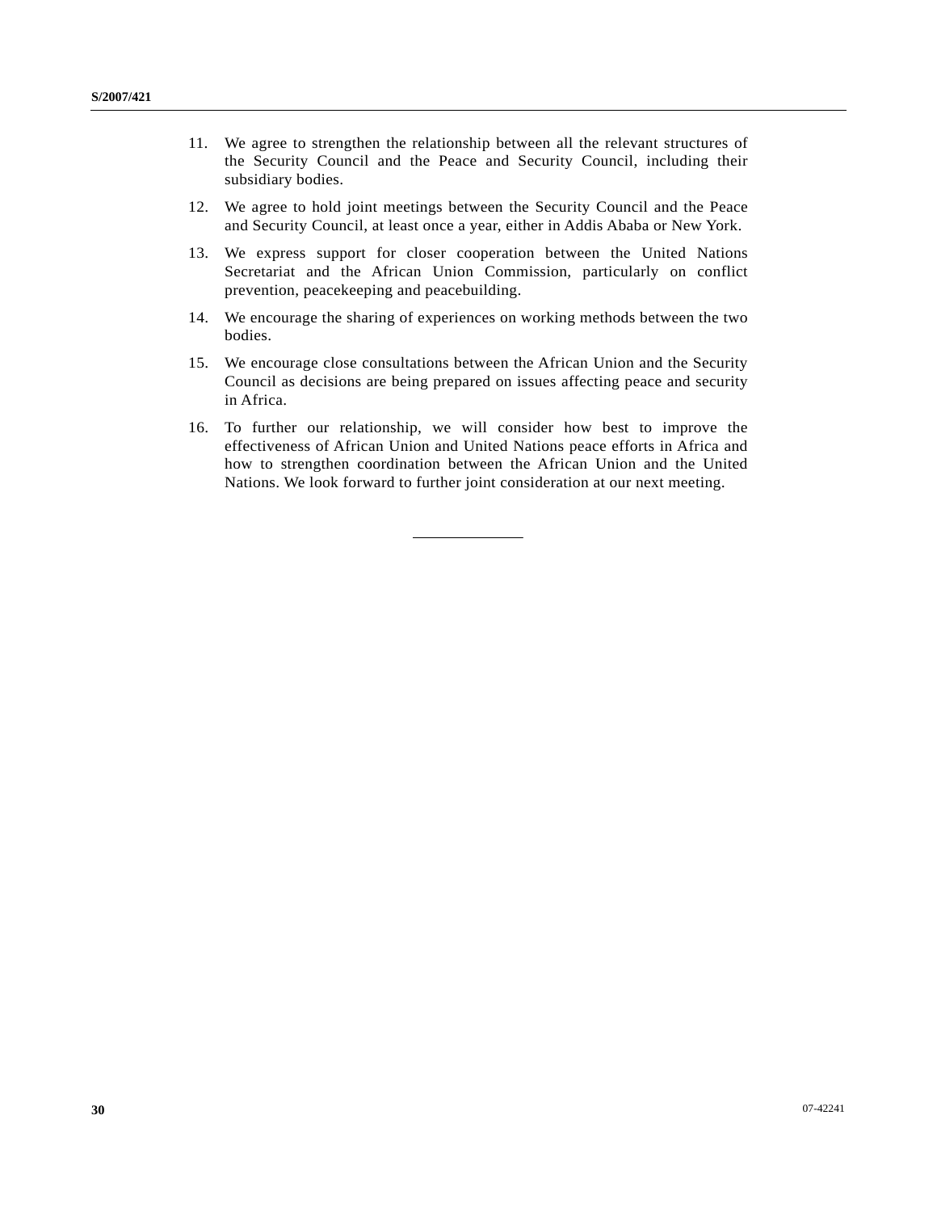11. We agree to strengthen the relationship between all the relevant structures of the Security Council and the Peace and Security Council, including their subsidiary bodies.

12. We agree to hold joint meetings between the Security Council and the Peace and Security Council, at least once a year, either in Addis Ababa or New York.

13. We express support for closer cooperation between the United Nations Secretariat and the African Union Commission, particularly on conflict prevention, peacekeeping and peacebuilding.

14. We encourage the sharing of experiences on working methods between the two bodies.

15. We encourage close consultations between the African Union and the Security Council as decisions are being prepared on issues affecting peace and security in Africa.

16. To further our relationship, we will consider how best to improve the effectiveness of African Union and United Nations peace efforts in Africa and how to strengthen coordination between the African Union and the United Nations. We look forward to further joint consideration at our next meeting.